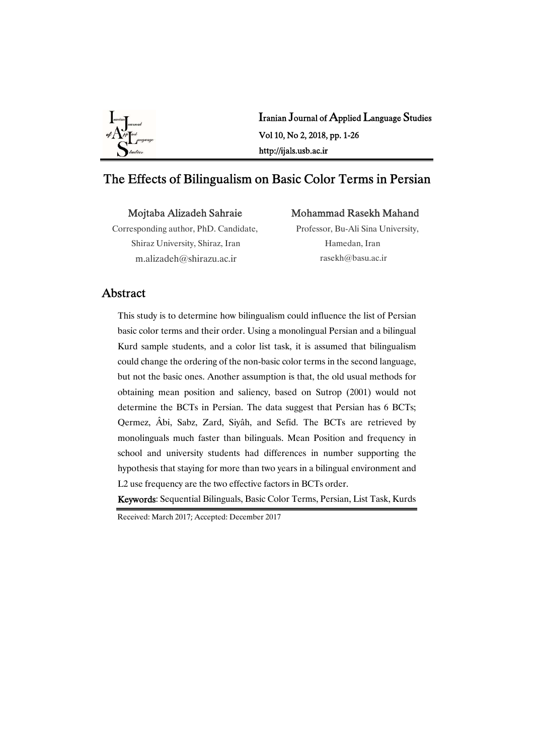Iranian Journal of Applied Language Studies
Vol 10, No 2, 2018, pp. 1-26
http://ijals.usb.ac.ir

# The Effects of Bilingualism on Basic Color Terms in Persian

**Mojtaba Alizadeh Sahraie**
Corresponding author, PhD. Candidate, Shiraz University, Shiraz, Iran
m.alizadeh@shirazu.ac.ir

**Mohammad Rasekh Mahand**
Professor, Bu-Ali Sina University, Hamedan, Iran
rasekh@basu.ac.ir

## Abstract

This study is to determine how bilingualism could influence the list of Persian basic color terms and their order. Using a monolingual Persian and a bilingual Kurd sample students, and a color list task, it is assumed that bilingualism could change the ordering of the non-basic color terms in the second language, but not the basic ones. Another assumption is that, the old usual methods for obtaining mean position and saliency, based on Sutrop (2001) would not determine the BCTs in Persian. The data suggest that Persian has 6 BCTs; Qermez, Âbi, Sabz, Zard, Siyâh, and Sefid. The BCTs are retrieved by monolinguals much faster than bilinguals. Mean Position and frequency in school and university students had differences in number supporting the hypothesis that staying for more than two years in a bilingual environment and L2 use frequency are the two effective factors in BCTs order.

**Keywords**: Sequential Bilinguals, Basic Color Terms, Persian, List Task, Kurds

Received: March 2017; Accepted: December 2017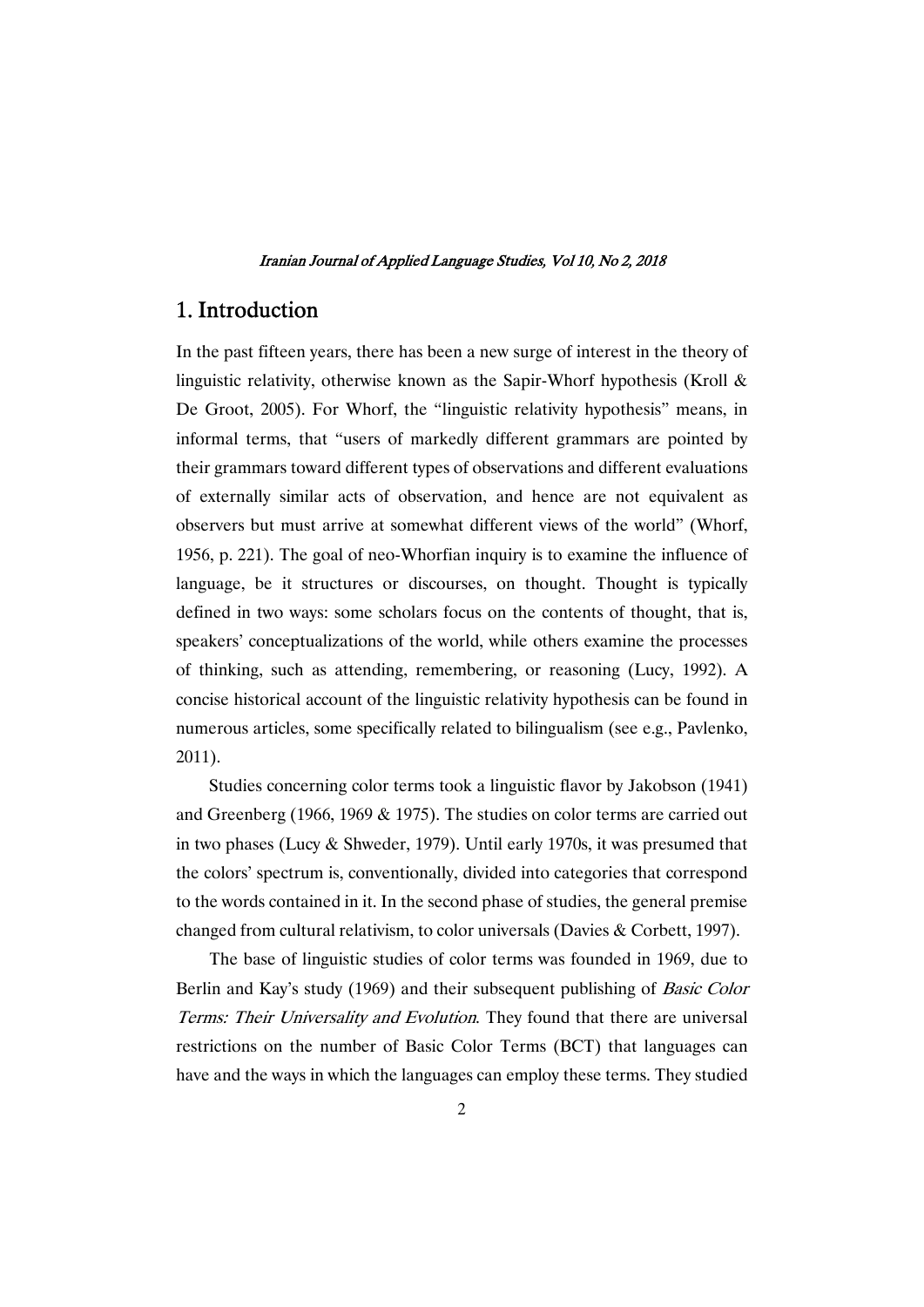## 1. Introduction

In the past fifteen years, there has been a new surge of interest in the theory of linguistic relativity, otherwise known as the Sapir-Whorf hypothesis (Kroll & De Groot, 2005). For Whorf, the "linguistic relativity hypothesis" means, in informal terms, that "users of markedly different grammars are pointed by their grammars toward different types of observations and different evaluations of externally similar acts of observation, and hence are not equivalent as observers but must arrive at somewhat different views of the world" (Whorf, 1956, p. 221). The goal of neo-Whorfian inquiry is to examine the influence of language, be it structures or discourses, on thought. Thought is typically defined in two ways: some scholars focus on the contents of thought, that is, speakers' conceptualizations of the world, while others examine the processes of thinking, such as attending, remembering, or reasoning (Lucy, 1992). A concise historical account of the linguistic relativity hypothesis can be found in numerous articles, some specifically related to bilingualism (see e.g., Pavlenko, 2011).

Studies concerning color terms took a linguistic flavor by Jakobson (1941) and Greenberg (1966, 1969 & 1975). The studies on color terms are carried out in two phases (Lucy & Shweder, 1979). Until early 1970s, it was presumed that the colors' spectrum is, conventionally, divided into categories that correspond to the words contained in it. In the second phase of studies, the general premise changed from cultural relativism, to color universals (Davies & Corbett, 1997).

The base of linguistic studies of color terms was founded in 1969, due to Berlin and Kay's study (1969) and their subsequent publishing of *Basic Color Terms: Their Universality and Evolution*. They found that there are universal restrictions on the number of Basic Color Terms (BCT) that languages can have and the ways in which the languages can employ these terms. They studied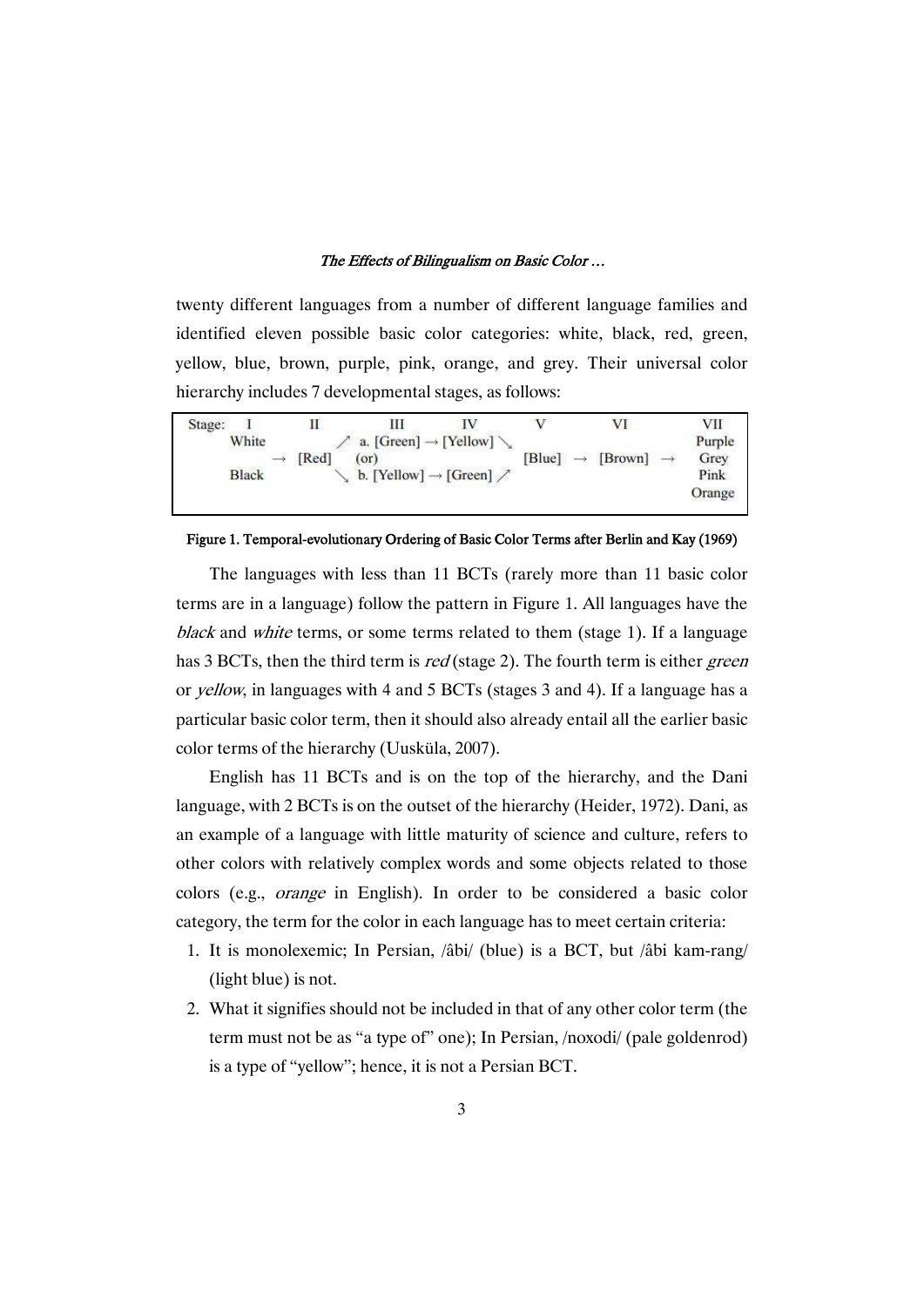twenty different languages from a number of different language families and identified eleven possible basic color categories: white, black, red, green, yellow, blue, brown, purple, pink, orange, and grey. Their universal color hierarchy includes 7 developmental stages, as follows:

| Stage: | I | | II | III | IV | V | | VI | | VII |
|---|---|---|---|---|---|---|---|---|---|---|
| | White | | | ↗ a. [Green] → [Yellow] ↘ | | | | | | Purple |
| | | → | [Red] | (or) | | [Blue] | → | [Brown] | → | Grey |
| | Black | | | ↘ b. [Yellow] → [Green] ↗ | | | | | | Pink |
| | | | | | | | | | | Orange |

**Figure 1. Temporal-evolutionary Ordering of Basic Color Terms after Berlin and Kay (1969)**

The languages with less than 11 BCTs (rarely more than 11 basic color terms are in a language) follow the pattern in Figure 1. All languages have the *black* and *white* terms, or some terms related to them (stage 1). If a language has 3 BCTs, then the third term is *red* (stage 2). The fourth term is either *green* or *yellow,* in languages with 4 and 5 BCTs (stages 3 and 4). If a language has a particular basic color term, then it should also already entail all the earlier basic color terms of the hierarchy (Uusküla, 2007).

English has 11 BCTs and is on the top of the hierarchy, and the Dani language, with 2 BCTs is on the outset of the hierarchy (Heider, 1972). Dani, as an example of a language with little maturity of science and culture, refers to other colors with relatively complex words and some objects related to those colors (e.g., *orange* in English). In order to be considered a basic color category, the term for the color in each language has to meet certain criteria:

1. It is monolexemic; In Persian, /âbi/ (blue) is a BCT, but /âbi kam-rang/ (light blue) is not.
2. What it signifies should not be included in that of any other color term (the term must not be as "a type of" one); In Persian, /noxodi/ (pale goldenrod) is a type of "yellow"; hence, it is not a Persian BCT.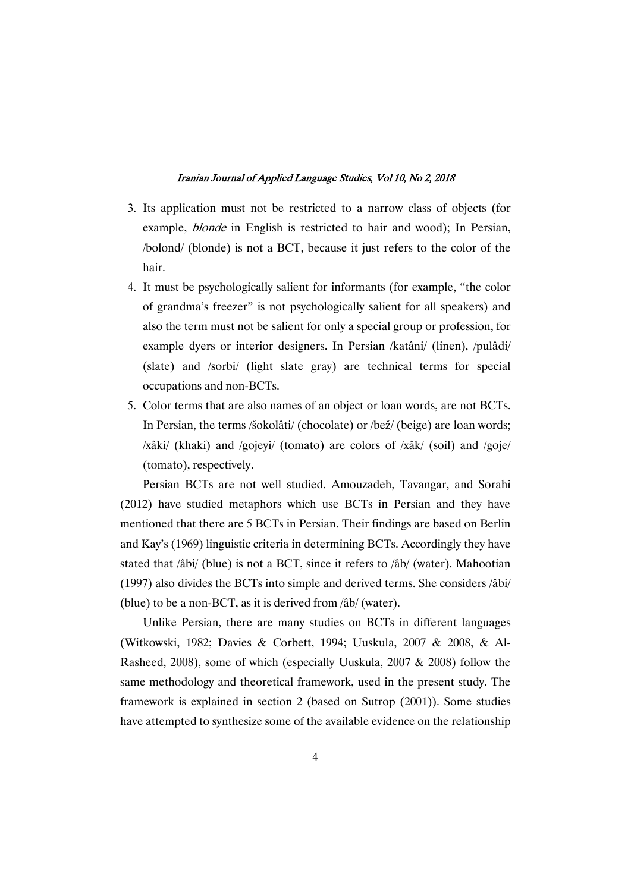3. Its application must not be restricted to a narrow class of objects (for example, *blonde* in English is restricted to hair and wood); In Persian, /bolond/ (blonde) is not a BCT, because it just refers to the color of the hair.
4. It must be psychologically salient for informants (for example, "the color of grandma's freezer" is not psychologically salient for all speakers) and also the term must not be salient for only a special group or profession, for example dyers or interior designers. In Persian /katâni/ (linen), /pulâdi/ (slate) and /sorbi/ (light slate gray) are technical terms for special occupations and non-BCTs.
5. Color terms that are also names of an object or loan words, are not BCTs. In Persian, the terms /šokolâti/ (chocolate) or /bež/ (beige) are loan words; /xâki/ (khaki) and /gojeyi/ (tomato) are colors of /xâk/ (soil) and /goje/ (tomato), respectively.

Persian BCTs are not well studied. Amouzadeh, Tavangar, and Sorahi (2012) have studied metaphors which use BCTs in Persian and they have mentioned that there are 5 BCTs in Persian. Their findings are based on Berlin and Kay's (1969) linguistic criteria in determining BCTs. Accordingly they have stated that /âbi/ (blue) is not a BCT, since it refers to /âb/ (water). Mahootian (1997) also divides the BCTs into simple and derived terms. She considers /âbi/ (blue) to be a non-BCT, as it is derived from /âb/ (water).

Unlike Persian, there are many studies on BCTs in different languages (Witkowski, 1982; Davies & Corbett, 1994; Uuskula, 2007 & 2008, & Al-Rasheed, 2008), some of which (especially Uuskula, 2007 & 2008) follow the same methodology and theoretical framework, used in the present study. The framework is explained in section 2 (based on Sutrop (2001)). Some studies have attempted to synthesize some of the available evidence on the relationship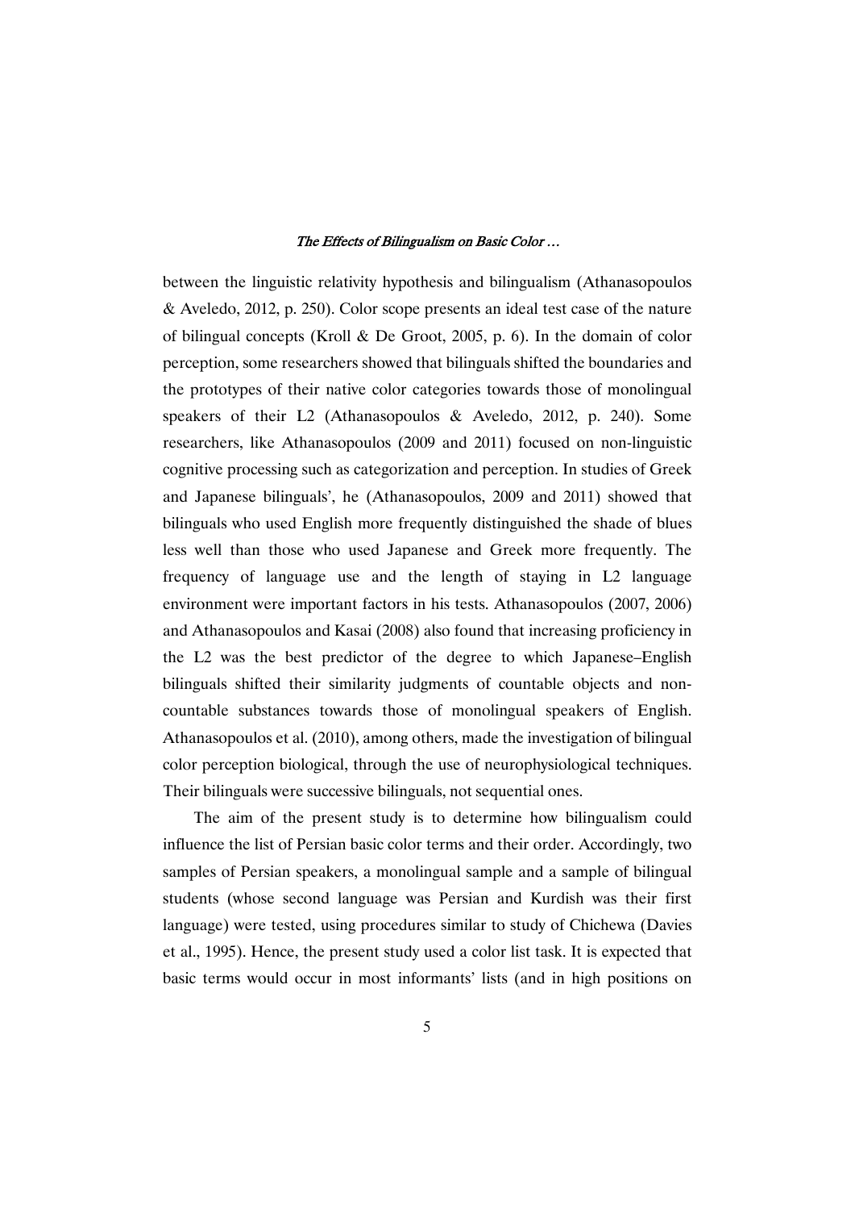between the linguistic relativity hypothesis and bilingualism (Athanasopoulos & Aveledo, 2012, p. 250). Color scope presents an ideal test case of the nature of bilingual concepts (Kroll & De Groot, 2005, p. 6). In the domain of color perception, some researchers showed that bilinguals shifted the boundaries and the prototypes of their native color categories towards those of monolingual speakers of their L2 (Athanasopoulos & Aveledo, 2012, p. 240). Some researchers, like Athanasopoulos (2009 and 2011) focused on non-linguistic cognitive processing such as categorization and perception. In studies of Greek and Japanese bilinguals', he (Athanasopoulos, 2009 and 2011) showed that bilinguals who used English more frequently distinguished the shade of blues less well than those who used Japanese and Greek more frequently. The frequency of language use and the length of staying in L2 language environment were important factors in his tests. Athanasopoulos (2007, 2006) and Athanasopoulos and Kasai (2008) also found that increasing proficiency in the L2 was the best predictor of the degree to which Japanese–English bilinguals shifted their similarity judgments of countable objects and non-countable substances towards those of monolingual speakers of English. Athanasopoulos et al. (2010), among others, made the investigation of bilingual color perception biological, through the use of neurophysiological techniques. Their bilinguals were successive bilinguals, not sequential ones.

The aim of the present study is to determine how bilingualism could influence the list of Persian basic color terms and their order. Accordingly, two samples of Persian speakers, a monolingual sample and a sample of bilingual students (whose second language was Persian and Kurdish was their first language) were tested, using procedures similar to study of Chichewa (Davies et al., 1995). Hence, the present study used a color list task. It is expected that basic terms would occur in most informants' lists (and in high positions on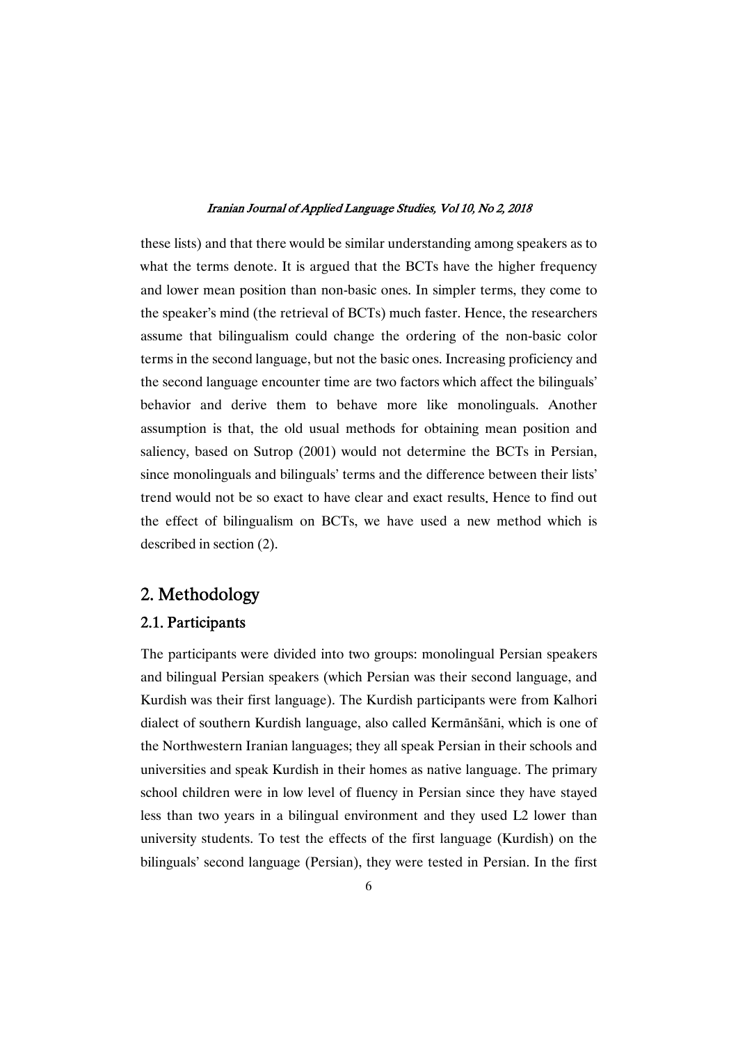these lists) and that there would be similar understanding among speakers as to what the terms denote. It is argued that the BCTs have the higher frequency and lower mean position than non-basic ones. In simpler terms, they come to the speaker's mind (the retrieval of BCTs) much faster. Hence, the researchers assume that bilingualism could change the ordering of the non-basic color terms in the second language, but not the basic ones. Increasing proficiency and the second language encounter time are two factors which affect the bilinguals' behavior and derive them to behave more like monolinguals. Another assumption is that, the old usual methods for obtaining mean position and saliency, based on Sutrop (2001) would not determine the BCTs in Persian, since monolinguals and bilinguals' terms and the difference between their lists' trend would not be so exact to have clear and exact results. Hence to find out the effect of bilingualism on BCTs, we have used a new method which is described in section (2).

## 2. Methodology

### 2.1. Participants

The participants were divided into two groups: monolingual Persian speakers and bilingual Persian speakers (which Persian was their second language, and Kurdish was their first language). The Kurdish participants were from Kalhori dialect of southern Kurdish language, also called Kermānšāni, which is one of the Northwestern Iranian languages; they all speak Persian in their schools and universities and speak Kurdish in their homes as native language. The primary school children were in low level of fluency in Persian since they have stayed less than two years in a bilingual environment and they used L2 lower than university students. To test the effects of the first language (Kurdish) on the bilinguals' second language (Persian), they were tested in Persian. In the first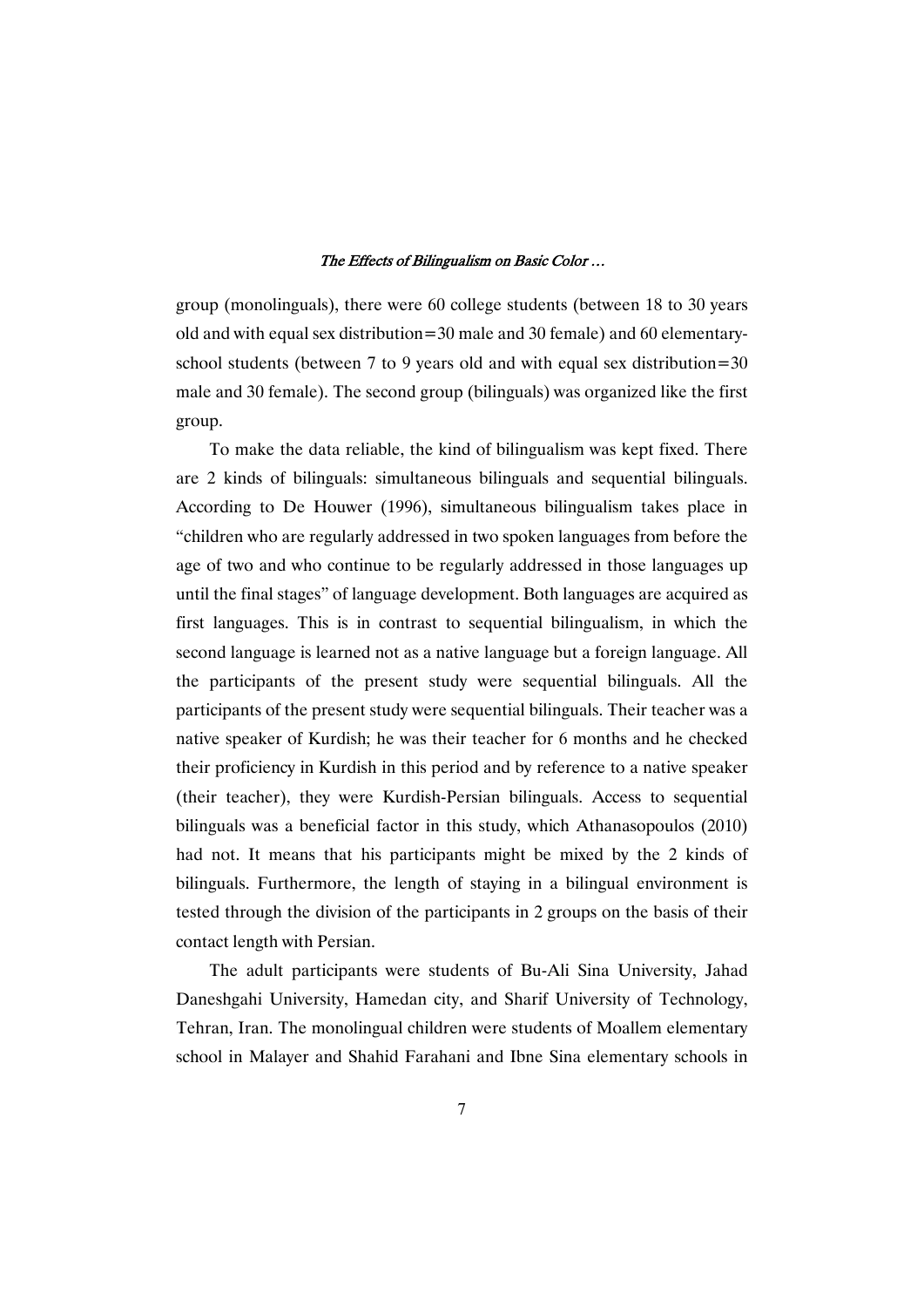group (monolinguals), there were 60 college students (between 18 to 30 years old and with equal sex distribution=30 male and 30 female) and 60 elementary-school students (between 7 to 9 years old and with equal sex distribution=30 male and 30 female). The second group (bilinguals) was organized like the first group.

To make the data reliable, the kind of bilingualism was kept fixed. There are 2 kinds of bilinguals: simultaneous bilinguals and sequential bilinguals. According to De Houwer (1996), simultaneous bilingualism takes place in "children who are regularly addressed in two spoken languages from before the age of two and who continue to be regularly addressed in those languages up until the final stages" of language development. Both languages are acquired as first languages. This is in contrast to sequential bilingualism, in which the second language is learned not as a native language but a foreign language. All the participants of the present study were sequential bilinguals. All the participants of the present study were sequential bilinguals. Their teacher was a native speaker of Kurdish; he was their teacher for 6 months and he checked their proficiency in Kurdish in this period and by reference to a native speaker (their teacher), they were Kurdish-Persian bilinguals. Access to sequential bilinguals was a beneficial factor in this study, which Athanasopoulos (2010) had not. It means that his participants might be mixed by the 2 kinds of bilinguals. Furthermore, the length of staying in a bilingual environment is tested through the division of the participants in 2 groups on the basis of their contact length with Persian.

The adult participants were students of Bu-Ali Sina University, Jahad Daneshgahi University, Hamedan city, and Sharif University of Technology, Tehran, Iran. The monolingual children were students of Moallem elementary school in Malayer and Shahid Farahani and Ibne Sina elementary schools in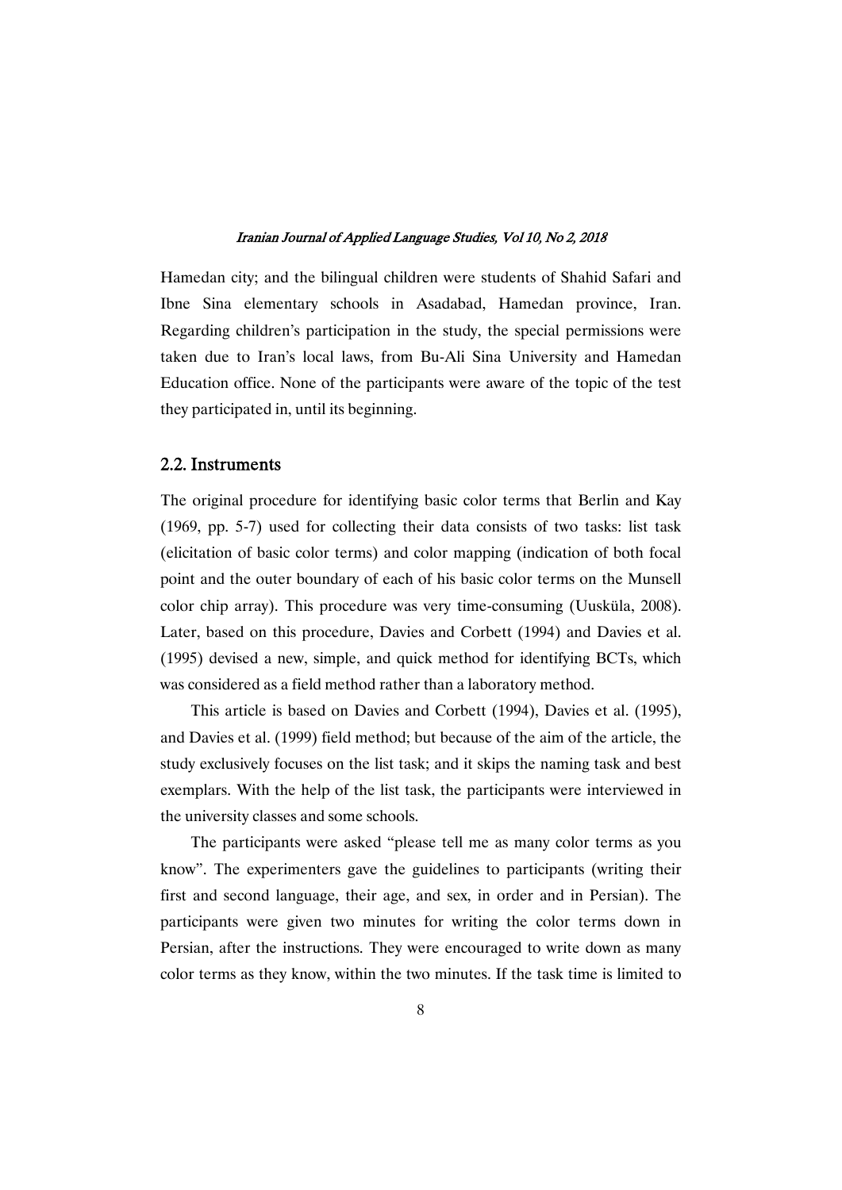Hamedan city; and the bilingual children were students of Shahid Safari and Ibne Sina elementary schools in Asadabad, Hamedan province, Iran. Regarding children's participation in the study, the special permissions were taken due to Iran's local laws, from Bu-Ali Sina University and Hamedan Education office. None of the participants were aware of the topic of the test they participated in, until its beginning.

## 2.2. Instruments

The original procedure for identifying basic color terms that Berlin and Kay (1969, pp. 5-7) used for collecting their data consists of two tasks: list task (elicitation of basic color terms) and color mapping (indication of both focal point and the outer boundary of each of his basic color terms on the Munsell color chip array). This procedure was very time-consuming (Uusküla, 2008). Later, based on this procedure, Davies and Corbett (1994) and Davies et al. (1995) devised a new, simple, and quick method for identifying BCTs, which was considered as a field method rather than a laboratory method.

This article is based on Davies and Corbett (1994), Davies et al. (1995), and Davies et al. (1999) field method; but because of the aim of the article, the study exclusively focuses on the list task; and it skips the naming task and best exemplars. With the help of the list task, the participants were interviewed in the university classes and some schools.

The participants were asked "please tell me as many color terms as you know". The experimenters gave the guidelines to participants (writing their first and second language, their age, and sex, in order and in Persian). The participants were given two minutes for writing the color terms down in Persian, after the instructions. They were encouraged to write down as many color terms as they know, within the two minutes. If the task time is limited to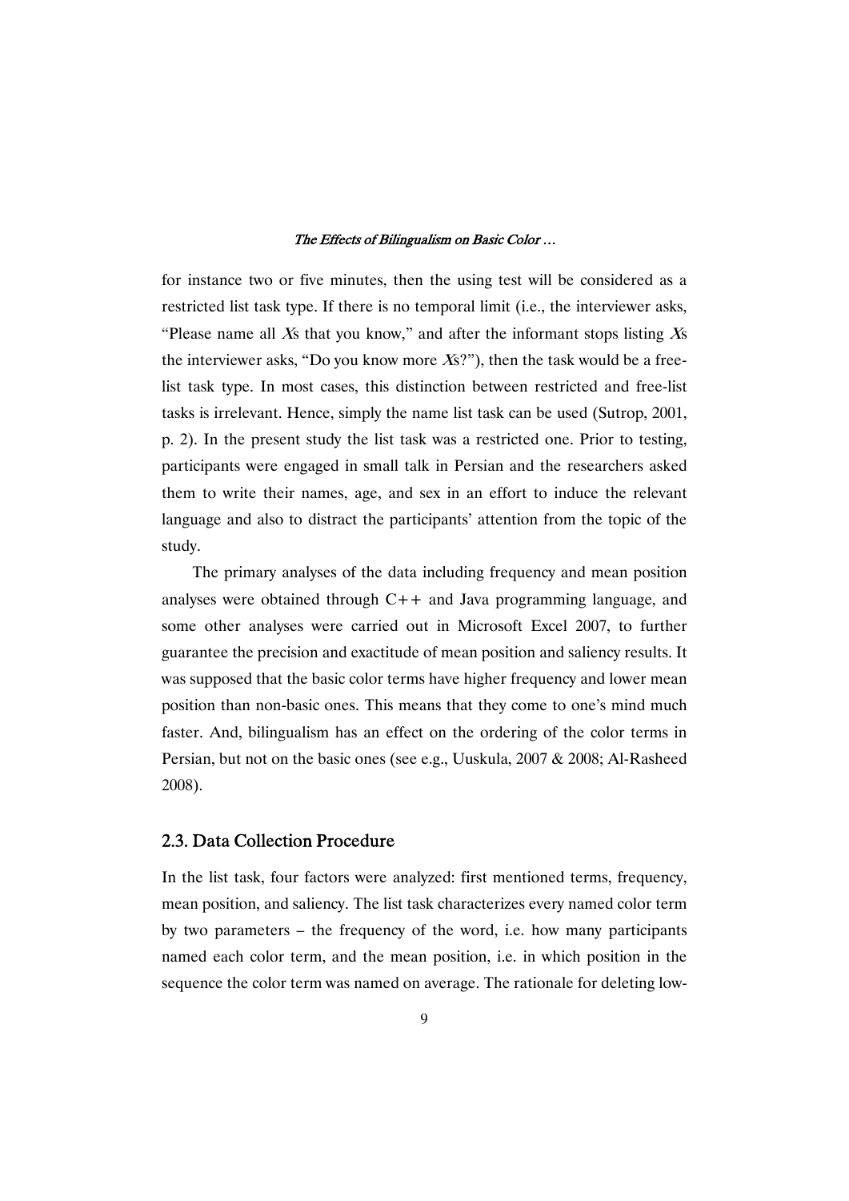for instance two or five minutes, then the using test will be considered as a restricted list task type. If there is no temporal limit (i.e., the interviewer asks, "Please name all *X*s that you know," and after the informant stops listing *X*s the interviewer asks, "Do you know more *X*s?"), then the task would be a free-list task type. In most cases, this distinction between restricted and free-list tasks is irrelevant. Hence, simply the name list task can be used (Sutrop, 2001, p. 2). In the present study the list task was a restricted one. Prior to testing, participants were engaged in small talk in Persian and the researchers asked them to write their names, age, and sex in an effort to induce the relevant language and also to distract the participants' attention from the topic of the study.

The primary analyses of the data including frequency and mean position analyses were obtained through C++ and Java programming language, and some other analyses were carried out in Microsoft Excel 2007, to further guarantee the precision and exactitude of mean position and saliency results. It was supposed that the basic color terms have higher frequency and lower mean position than non-basic ones. This means that they come to one's mind much faster. And, bilingualism has an effect on the ordering of the color terms in Persian, but not on the basic ones (see e.g., Uuskula, 2007 & 2008; Al-Rasheed 2008).

## 2.3. Data Collection Procedure

In the list task, four factors were analyzed: first mentioned terms, frequency, mean position, and saliency. The list task characterizes every named color term by two parameters – the frequency of the word, i.e. how many participants named each color term, and the mean position, i.e. in which position in the sequence the color term was named on average. The rationale for deleting low-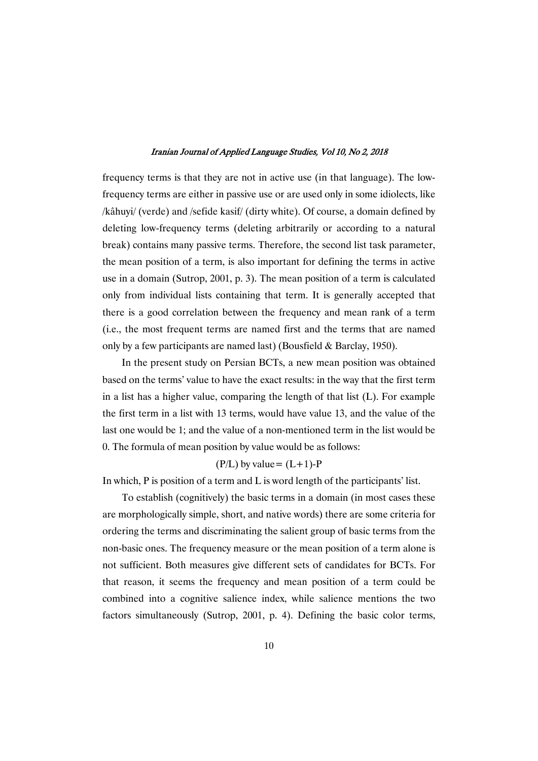frequency terms is that they are not in active use (in that language). The low-frequency terms are either in passive use or are used only in some idiolects, like /kâhuyi/ (verde) and /sefide kasif/ (dirty white). Of course, a domain defined by deleting low-frequency terms (deleting arbitrarily or according to a natural break) contains many passive terms. Therefore, the second list task parameter, the mean position of a term, is also important for defining the terms in active use in a domain (Sutrop, 2001, p. 3). The mean position of a term is calculated only from individual lists containing that term. It is generally accepted that there is a good correlation between the frequency and mean rank of a term (i.e., the most frequent terms are named first and the terms that are named only by a few participants are named last) (Bousfield & Barclay, 1950).

In the present study on Persian BCTs, a new mean position was obtained based on the terms' value to have the exact results: in the way that the first term in a list has a higher value, comparing the length of that list (L). For example the first term in a list with 13 terms, would have value 13, and the value of the last one would be 1; and the value of a non-mentioned term in the list would be 0. The formula of mean position by value would be as follows:

$$(P/L) \text{ by value} = (L+1)-P$$

In which, P is position of a term and L is word length of the participants' list.

To establish (cognitively) the basic terms in a domain (in most cases these are morphologically simple, short, and native words) there are some criteria for ordering the terms and discriminating the salient group of basic terms from the non-basic ones. The frequency measure or the mean position of a term alone is not sufficient. Both measures give different sets of candidates for BCTs. For that reason, it seems the frequency and mean position of a term could be combined into a cognitive salience index, while salience mentions the two factors simultaneously (Sutrop, 2001, p. 4). Defining the basic color terms,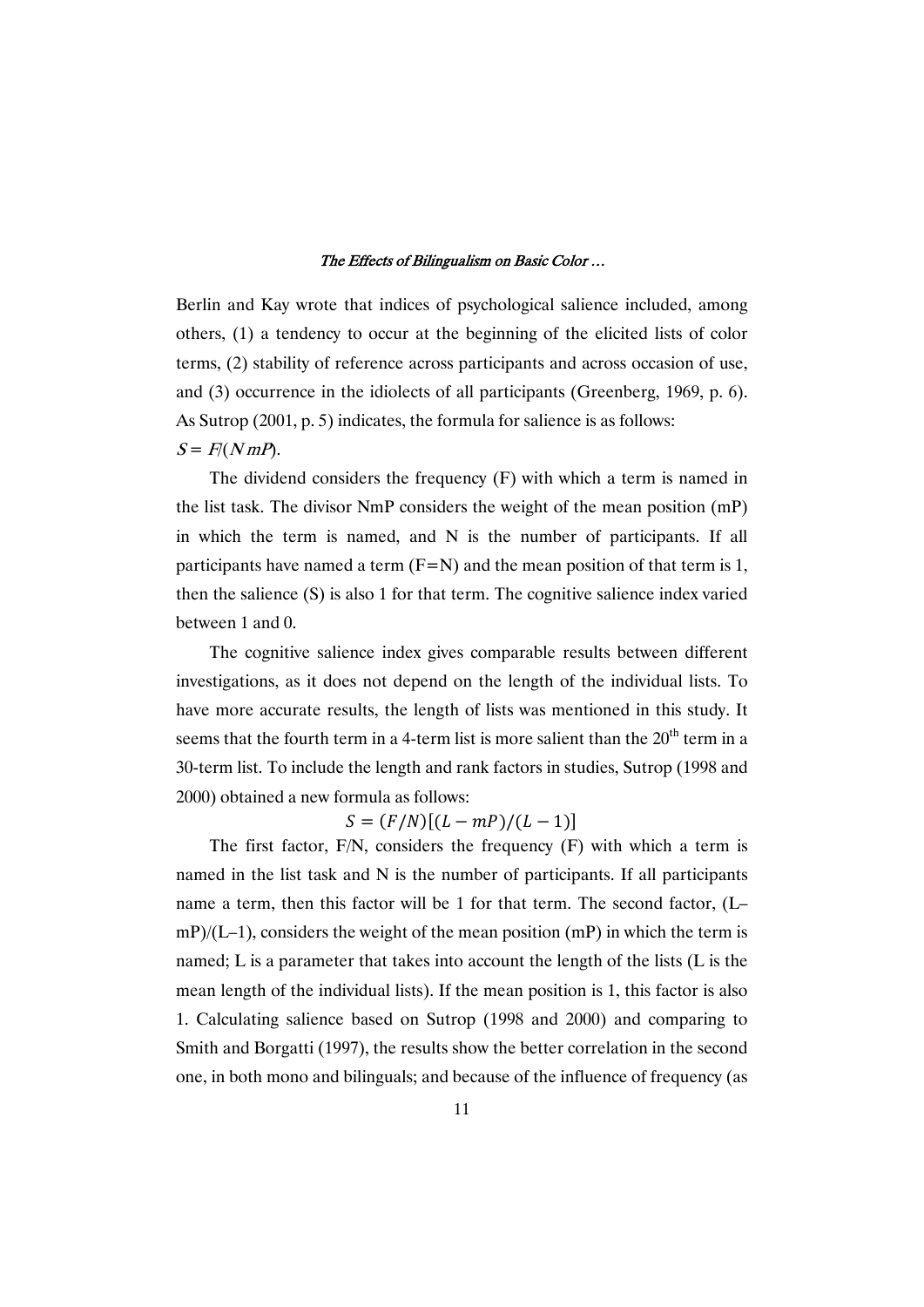Berlin and Kay wrote that indices of psychological salience included, among others, (1) a tendency to occur at the beginning of the elicited lists of color terms, (2) stability of reference across participants and across occasion of use, and (3) occurrence in the idiolects of all participants (Greenberg, 1969, p. 6). As Sutrop (2001, p. 5) indicates, the formula for salience is as follows:

$S = F/(N\,mP)$.

The dividend considers the frequency (F) with which a term is named in the list task. The divisor NmP considers the weight of the mean position (mP) in which the term is named, and N is the number of participants. If all participants have named a term (F=N) and the mean position of that term is 1, then the salience (S) is also 1 for that term. The cognitive salience index varied between 1 and 0.

The cognitive salience index gives comparable results between different investigations, as it does not depend on the length of the individual lists. To have more accurate results, the length of lists was mentioned in this study. It seems that the fourth term in a 4-term list is more salient than the 20th term in a 30-term list. To include the length and rank factors in studies, Sutrop (1998 and 2000) obtained a new formula as follows:

$$S = (F/N)[(L - mP)/(L - 1)]$$

The first factor, F/N, considers the frequency (F) with which a term is named in the list task and N is the number of participants. If all participants name a term, then this factor will be 1 for that term. The second factor, (L–mP)/(L–1), considers the weight of the mean position (mP) in which the term is named; L is a parameter that takes into account the length of the lists (L is the mean length of the individual lists). If the mean position is 1, this factor is also 1. Calculating salience based on Sutrop (1998 and 2000) and comparing to Smith and Borgatti (1997), the results show the better correlation in the second one, in both mono and bilinguals; and because of the influence of frequency (as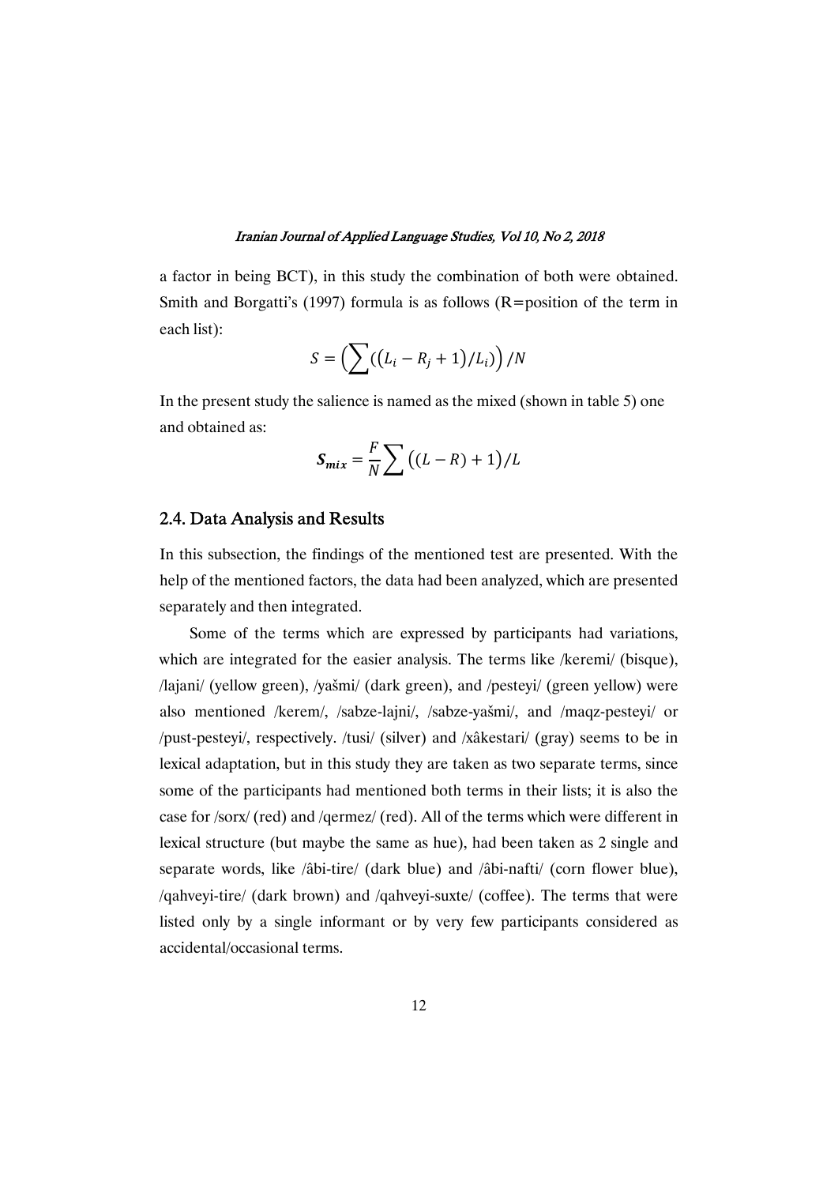a factor in being BCT), in this study the combination of both were obtained. Smith and Borgatti's (1997) formula is as follows (R=position of the term in each list):

$$S = \left(\sum\left(\left(L_i - R_j + 1\right)/L_i\right)\right)/N$$

In the present study the salience is named as the mixed (shown in table 5) one and obtained as:

$$\boldsymbol{S_{mix}} = \frac{F}{N}\sum\left((L - R) + 1\right)/L$$

## 2.4. Data Analysis and Results

In this subsection, the findings of the mentioned test are presented. With the help of the mentioned factors, the data had been analyzed, which are presented separately and then integrated.

Some of the terms which are expressed by participants had variations, which are integrated for the easier analysis. The terms like /keremi/ (bisque), /lajani/ (yellow green), /yašmi/ (dark green), and /pesteyi/ (green yellow) were also mentioned /kerem/, /sabze-lajni/, /sabze-yašmi/, and /maqz-pesteyi/ or /pust-pesteyi/, respectively. /tusi/ (silver) and /xâkestari/ (gray) seems to be in lexical adaptation, but in this study they are taken as two separate terms, since some of the participants had mentioned both terms in their lists; it is also the case for /sorx/ (red) and /qermez/ (red). All of the terms which were different in lexical structure (but maybe the same as hue), had been taken as 2 single and separate words, like /âbi-tire/ (dark blue) and /âbi-nafti/ (corn flower blue), /qahveyi-tire/ (dark brown) and /qahveyi-suxte/ (coffee). The terms that were listed only by a single informant or by very few participants considered as accidental/occasional terms.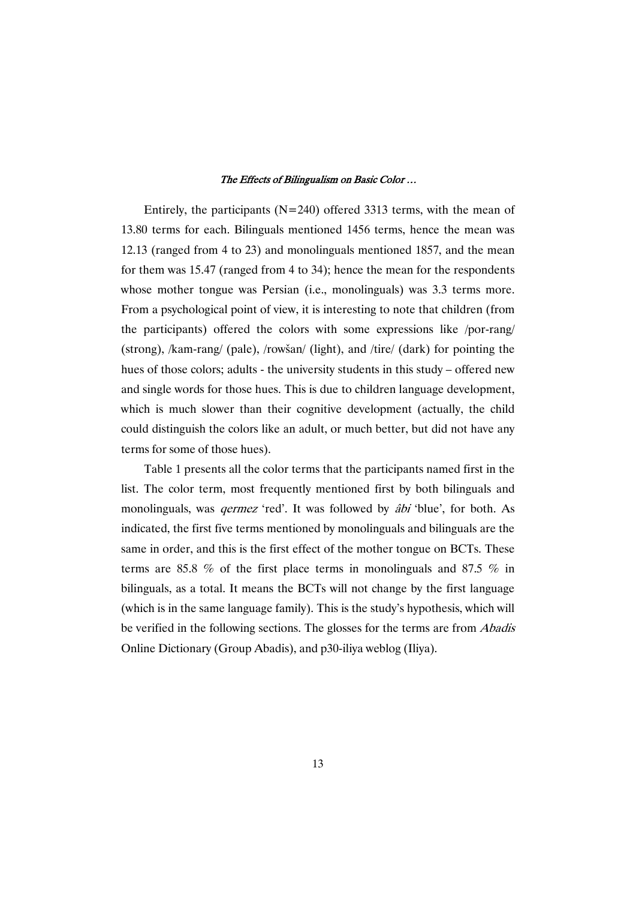Entirely, the participants (N=240) offered 3313 terms, with the mean of 13.80 terms for each. Bilinguals mentioned 1456 terms, hence the mean was 12.13 (ranged from 4 to 23) and monolinguals mentioned 1857, and the mean for them was 15.47 (ranged from 4 to 34); hence the mean for the respondents whose mother tongue was Persian (i.e., monolinguals) was 3.3 terms more. From a psychological point of view, it is interesting to note that children (from the participants) offered the colors with some expressions like /por-rang/ (strong), /kam-rang/ (pale), /rowšan/ (light), and /tire/ (dark) for pointing the hues of those colors; adults - the university students in this study – offered new and single words for those hues. This is due to children language development, which is much slower than their cognitive development (actually, the child could distinguish the colors like an adult, or much better, but did not have any terms for some of those hues).

Table 1 presents all the color terms that the participants named first in the list. The color term, most frequently mentioned first by both bilinguals and monolinguals, was *qermez* 'red'. It was followed by *âbi* 'blue', for both. As indicated, the first five terms mentioned by monolinguals and bilinguals are the same in order, and this is the first effect of the mother tongue on BCTs. These terms are 85.8 % of the first place terms in monolinguals and 87.5 % in bilinguals, as a total. It means the BCTs will not change by the first language (which is in the same language family). This is the study's hypothesis, which will be verified in the following sections. The glosses for the terms are from *Abadis* Online Dictionary (Group Abadis), and p30-iliya weblog (Iliya).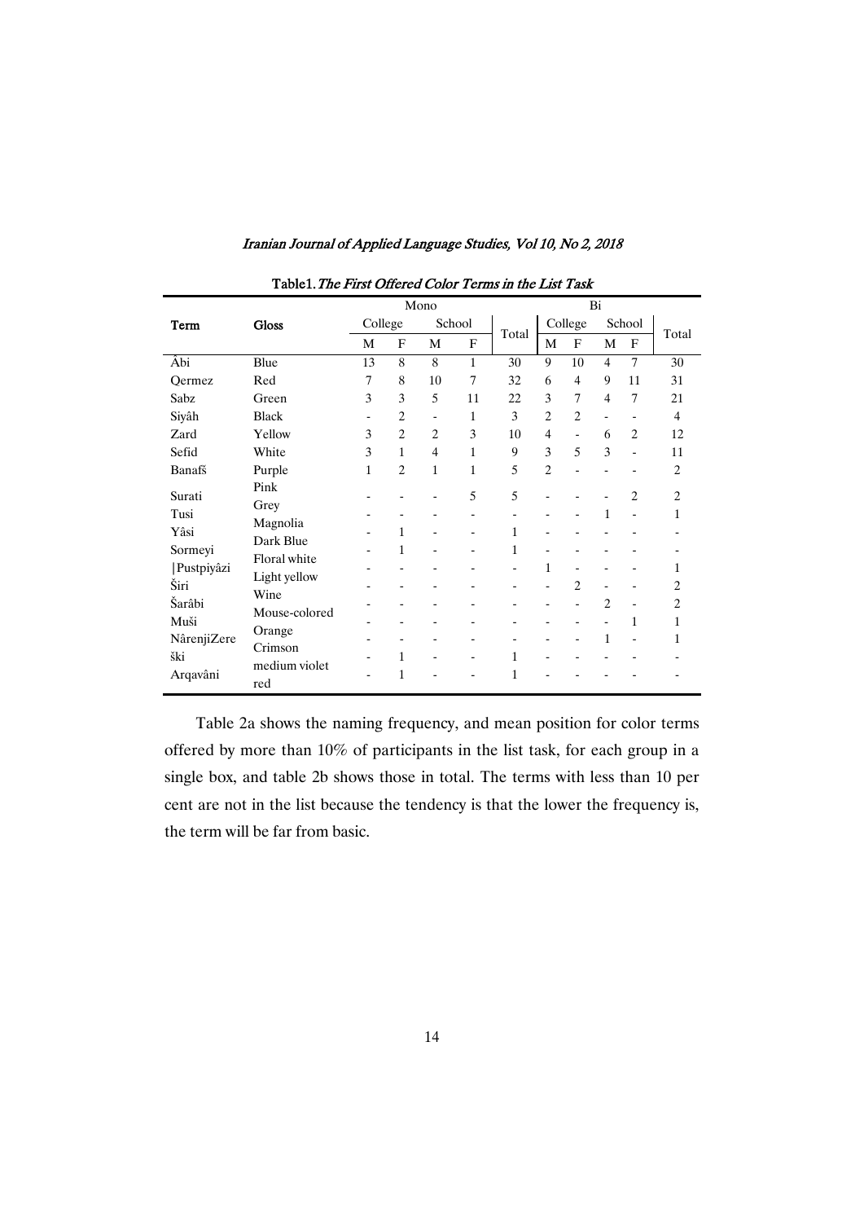Table1. *The First Offered Color Terms in the List Task*

| Term | Gloss | Mono | | | | | Bi | | | | |
|---|---|---|---|---|---|---|---|---|---|---|---|
| | | College | | School | | Total | College | | School | | Total |
| | | M | F | M | F | | M | F | M | F | |
| Âbi | Blue | 13 | 8 | 8 | 1 | 30 | 9 | 10 | 4 | 7 | 30 |
| Qermez | Red | 7 | 8 | 10 | 7 | 32 | 6 | 4 | 9 | 11 | 31 |
| Sabz | Green | 3 | 3 | 5 | 11 | 22 | 3 | 7 | 4 | 7 | 21 |
| Siyâh | Black | - | 2 | - | 1 | 3 | 2 | 2 | - | - | 4 |
| Zard | Yellow | 3 | 2 | 2 | 3 | 10 | 4 | - | 6 | 2 | 12 |
| Sefid | White | 3 | 1 | 4 | 1 | 9 | 3 | 5 | 3 | - | 11 |
| Banafš | Purple | 1 | 2 | 1 | 1 | 5 | 2 | - | - | - | 2 |
| Surati | Pink | - | - | - | 5 | 5 | - | - | - | 2 | 2 |
| Tusi | Grey | - | - | - | - | - | - | - | 1 | - | 1 |
| Yâsi | Magnolia | - | 1 | - | - | 1 | - | - | - | - | - |
| Sormeyi | Dark Blue | - | 1 | - | - | 1 | - | - | - | - | - |
| \|Pustpiyâzi | Floral white | - | - | - | - | - | 1 | - | - | - | 1 |
| Širi | Light yellow | - | - | - | - | - | - | 2 | - | - | 2 |
| Šarâbi | Wine | - | - | - | - | - | - | - | 2 | - | 2 |
| Muši | Mouse-colored | - | - | - | - | - | - | - | - | 1 | 1 |
| Nârenji | Orange | - | - | - | - | - | - | - | 1 | - | 1 |
| Zereški | Crimson | - | 1 | - | - | 1 | - | - | - | - | - |
| Arqavâni | medium violet red | - | 1 | - | - | 1 | - | - | - | - | - |

Table 2a shows the naming frequency, and mean position for color terms offered by more than 10% of participants in the list task, for each group in a single box, and table 2b shows those in total. The terms with less than 10 per cent are not in the list because the tendency is that the lower the frequency is, the term will be far from basic.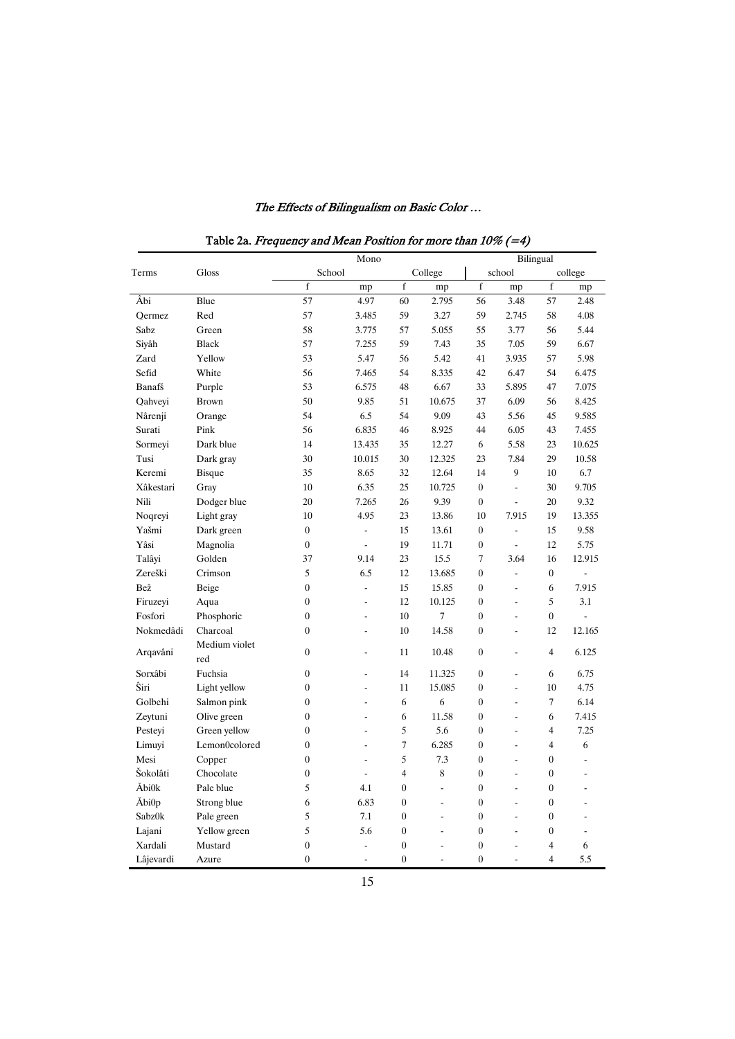Table 2a. *Frequency and Mean Position for more than 10% (=4)*

| Terms | Gloss | Mono | | | | Bilingual | | | |
|---|---|---|---|---|---|---|---|---|---|
| | | School | | College | | school | | college | |
| | | f | mp | f | mp | f | mp | f | mp |
| Âbi | Blue | 57 | 4.97 | 60 | 2.795 | 56 | 3.48 | 57 | 2.48 |
| Qermez | Red | 57 | 3.485 | 59 | 3.27 | 59 | 2.745 | 58 | 4.08 |
| Sabz | Green | 58 | 3.775 | 57 | 5.055 | 55 | 3.77 | 56 | 5.44 |
| Siyâh | Black | 57 | 7.255 | 59 | 7.43 | 35 | 7.05 | 59 | 6.67 |
| Zard | Yellow | 53 | 5.47 | 56 | 5.42 | 41 | 3.935 | 57 | 5.98 |
| Sefid | White | 56 | 7.465 | 54 | 8.335 | 42 | 6.47 | 54 | 6.475 |
| Banafš | Purple | 53 | 6.575 | 48 | 6.67 | 33 | 5.895 | 47 | 7.075 |
| Qahveyi | Brown | 50 | 9.85 | 51 | 10.675 | 37 | 6.09 | 56 | 8.425 |
| Nârenji | Orange | 54 | 6.5 | 54 | 9.09 | 43 | 5.56 | 45 | 9.585 |
| Surati | Pink | 56 | 6.835 | 46 | 8.925 | 44 | 6.05 | 43 | 7.455 |
| Sormeyi | Dark blue | 14 | 13.435 | 35 | 12.27 | 6 | 5.58 | 23 | 10.625 |
| Tusi | Dark gray | 30 | 10.015 | 30 | 12.325 | 23 | 7.84 | 29 | 10.58 |
| Keremi | Bisque | 35 | 8.65 | 32 | 12.64 | 14 | 9 | 10 | 6.7 |
| Xâkestari | Gray | 10 | 6.35 | 25 | 10.725 | 0 | - | 30 | 9.705 |
| Nili | Dodger blue | 20 | 7.265 | 26 | 9.39 | 0 | - | 20 | 9.32 |
| Noqreyi | Light gray | 10 | 4.95 | 23 | 13.86 | 10 | 7.915 | 19 | 13.355 |
| Yašmi | Dark green | 0 | - | 15 | 13.61 | 0 | - | 15 | 9.58 |
| Yâsi | Magnolia | 0 | - | 19 | 11.71 | 0 | - | 12 | 5.75 |
| Talâyi | Golden | 37 | 9.14 | 23 | 15.5 | 7 | 3.64 | 16 | 12.915 |
| Zereški | Crimson | 5 | 6.5 | 12 | 13.685 | 0 | - | 0 | - |
| Bež | Beige | 0 | - | 15 | 15.85 | 0 | - | 6 | 7.915 |
| Firuzeyi | Aqua | 0 | - | 12 | 10.125 | 0 | - | 5 | 3.1 |
| Fosfori | Phosphoric | 0 | - | 10 | 7 | 0 | - | 0 | - |
| Nokmedâdi | Charcoal | 0 | - | 10 | 14.58 | 0 | - | 12 | 12.165 |
| Arqavâni | Medium violet red | 0 | - | 11 | 10.48 | 0 | - | 4 | 6.125 |
| Sorxâbi | Fuchsia | 0 | - | 14 | 11.325 | 0 | - | 6 | 6.75 |
| Ŝiri | Light yellow | 0 | - | 11 | 15.085 | 0 | - | 10 | 4.75 |
| Golbehi | Salmon pink | 0 | - | 6 | 6 | 0 | - | 7 | 6.14 |
| Zeytuni | Olive green | 0 | - | 6 | 11.58 | 0 | - | 6 | 7.415 |
| Pesteyi | Green yellow | 0 | - | 5 | 5.6 | 0 | - | 4 | 7.25 |
| Limuyi | Lemon0colored | 0 | - | 7 | 6.285 | 0 | - | 4 | 6 |
| Mesi | Copper | 0 | - | 5 | 7.3 | 0 | - | 0 | - |
| Šokolâti | Chocolate | 0 | - | 4 | 8 | 0 | - | 0 | - |
| Ăbi0k | Pale blue | 5 | 4.1 | 0 | - | 0 | - | 0 | - |
| Ăbi0p | Strong blue | 6 | 6.83 | 0 | - | 0 | - | 0 | - |
| Sabz0k | Pale green | 5 | 7.1 | 0 | - | 0 | - | 0 | - |
| Lajani | Yellow green | 5 | 5.6 | 0 | - | 0 | - | 0 | - |
| Xardali | Mustard | 0 | - | 0 | - | 0 | - | 4 | 6 |
| Lâjevardi | Azure | 0 | - | 0 | - | 0 | - | 4 | 5.5 |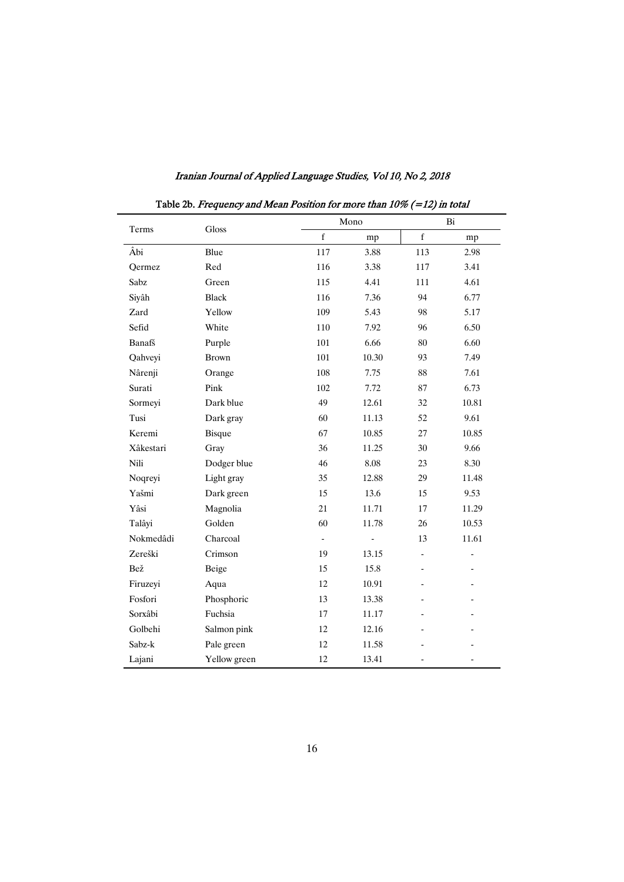Table 2b. *Frequency and Mean Position for more than 10% (=12) in total*

| Terms | Gloss | Mono | | Bi | |
|---|---|---|---|---|---|
| | | f | mp | f | mp |
| Âbi | Blue | 117 | 3.88 | 113 | 2.98 |
| Qermez | Red | 116 | 3.38 | 117 | 3.41 |
| Sabz | Green | 115 | 4.41 | 111 | 4.61 |
| Siyâh | Black | 116 | 7.36 | 94 | 6.77 |
| Zard | Yellow | 109 | 5.43 | 98 | 5.17 |
| Sefid | White | 110 | 7.92 | 96 | 6.50 |
| Banafš | Purple | 101 | 6.66 | 80 | 6.60 |
| Qahveyi | Brown | 101 | 10.30 | 93 | 7.49 |
| Nârenji | Orange | 108 | 7.75 | 88 | 7.61 |
| Surati | Pink | 102 | 7.72 | 87 | 6.73 |
| Sormeyi | Dark blue | 49 | 12.61 | 32 | 10.81 |
| Tusi | Dark gray | 60 | 11.13 | 52 | 9.61 |
| Keremi | Bisque | 67 | 10.85 | 27 | 10.85 |
| Xâkestari | Gray | 36 | 11.25 | 30 | 9.66 |
| Nili | Dodger blue | 46 | 8.08 | 23 | 8.30 |
| Noqreyi | Light gray | 35 | 12.88 | 29 | 11.48 |
| Yašmi | Dark green | 15 | 13.6 | 15 | 9.53 |
| Yâsi | Magnolia | 21 | 11.71 | 17 | 11.29 |
| Talâyi | Golden | 60 | 11.78 | 26 | 10.53 |
| Nokmedâdi | Charcoal | - | - | 13 | 11.61 |
| Zereški | Crimson | 19 | 13.15 | - | - |
| Bež | Beige | 15 | 15.8 | - | - |
| Firuzeyi | Aqua | 12 | 10.91 | - | - |
| Fosfori | Phosphoric | 13 | 13.38 | - | - |
| Sorxâbi | Fuchsia | 17 | 11.17 | - | - |
| Golbehi | Salmon pink | 12 | 12.16 | - | - |
| Sabz-k | Pale green | 12 | 11.58 | - | - |
| Lajani | Yellow green | 12 | 13.41 | - | - |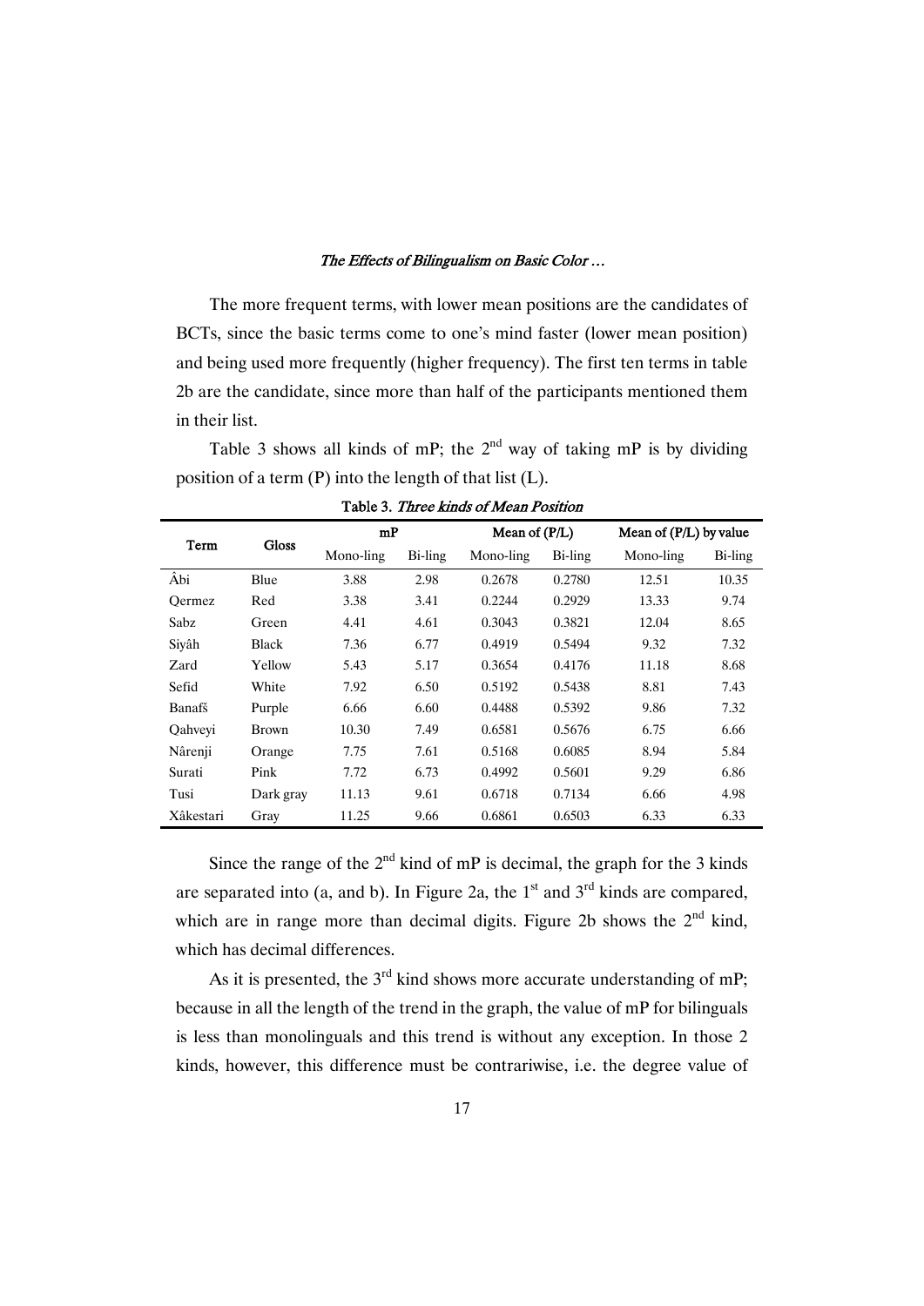The more frequent terms, with lower mean positions are the candidates of BCTs, since the basic terms come to one's mind faster (lower mean position) and being used more frequently (higher frequency). The first ten terms in table 2b are the candidate, since more than half of the participants mentioned them in their list.

Table 3 shows all kinds of mP; the 2[nd] way of taking mP is by dividing position of a term (P) into the length of that list (L).

Table 3. *Three kinds of Mean Position*

| Term | Gloss | mP | | Mean of (P/L) | | Mean of (P/L) by value | |
|---|---|---|---|---|---|---|---|
| | | Mono-ling | Bi-ling | Mono-ling | Bi-ling | Mono-ling | Bi-ling |
| Âbi | Blue | 3.88 | 2.98 | 0.2678 | 0.2780 | 12.51 | 10.35 |
| Qermez | Red | 3.38 | 3.41 | 0.2244 | 0.2929 | 13.33 | 9.74 |
| Sabz | Green | 4.41 | 4.61 | 0.3043 | 0.3821 | 12.04 | 8.65 |
| Siyâh | Black | 7.36 | 6.77 | 0.4919 | 0.5494 | 9.32 | 7.32 |
| Zard | Yellow | 5.43 | 5.17 | 0.3654 | 0.4176 | 11.18 | 8.68 |
| Sefid | White | 7.92 | 6.50 | 0.5192 | 0.5438 | 8.81 | 7.43 |
| Banafš | Purple | 6.66 | 6.60 | 0.4488 | 0.5392 | 9.86 | 7.32 |
| Qahveyi | Brown | 10.30 | 7.49 | 0.6581 | 0.5676 | 6.75 | 6.66 |
| Nârenji | Orange | 7.75 | 7.61 | 0.5168 | 0.6085 | 8.94 | 5.84 |
| Surati | Pink | 7.72 | 6.73 | 0.4992 | 0.5601 | 9.29 | 6.86 |
| Tusi | Dark gray | 11.13 | 9.61 | 0.6718 | 0.7134 | 6.66 | 4.98 |
| Xâkestari | Gray | 11.25 | 9.66 | 0.6861 | 0.6503 | 6.33 | 6.33 |

Since the range of the 2[nd] kind of mP is decimal, the graph for the 3 kinds are separated into (a, and b). In Figure 2a, the 1[st] and 3[rd] kinds are compared, which are in range more than decimal digits. Figure 2b shows the 2[nd] kind, which has decimal differences.

As it is presented, the 3[rd] kind shows more accurate understanding of mP; because in all the length of the trend in the graph, the value of mP for bilinguals is less than monolinguals and this trend is without any exception. In those 2 kinds, however, this difference must be contrariwise, i.e. the degree value of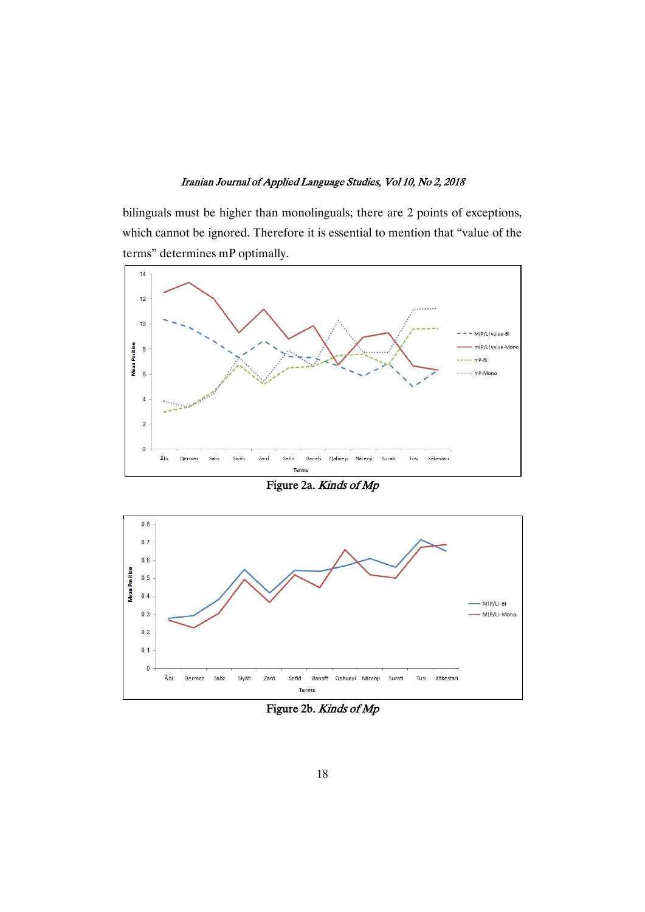bilinguals must be higher than monolinguals; there are 2 points of exceptions, which cannot be ignored. Therefore it is essential to mention that "value of the terms" determines mP optimally.

Figure 2a. *Kinds of Mp*

Figure 2b. *Kinds of Mp*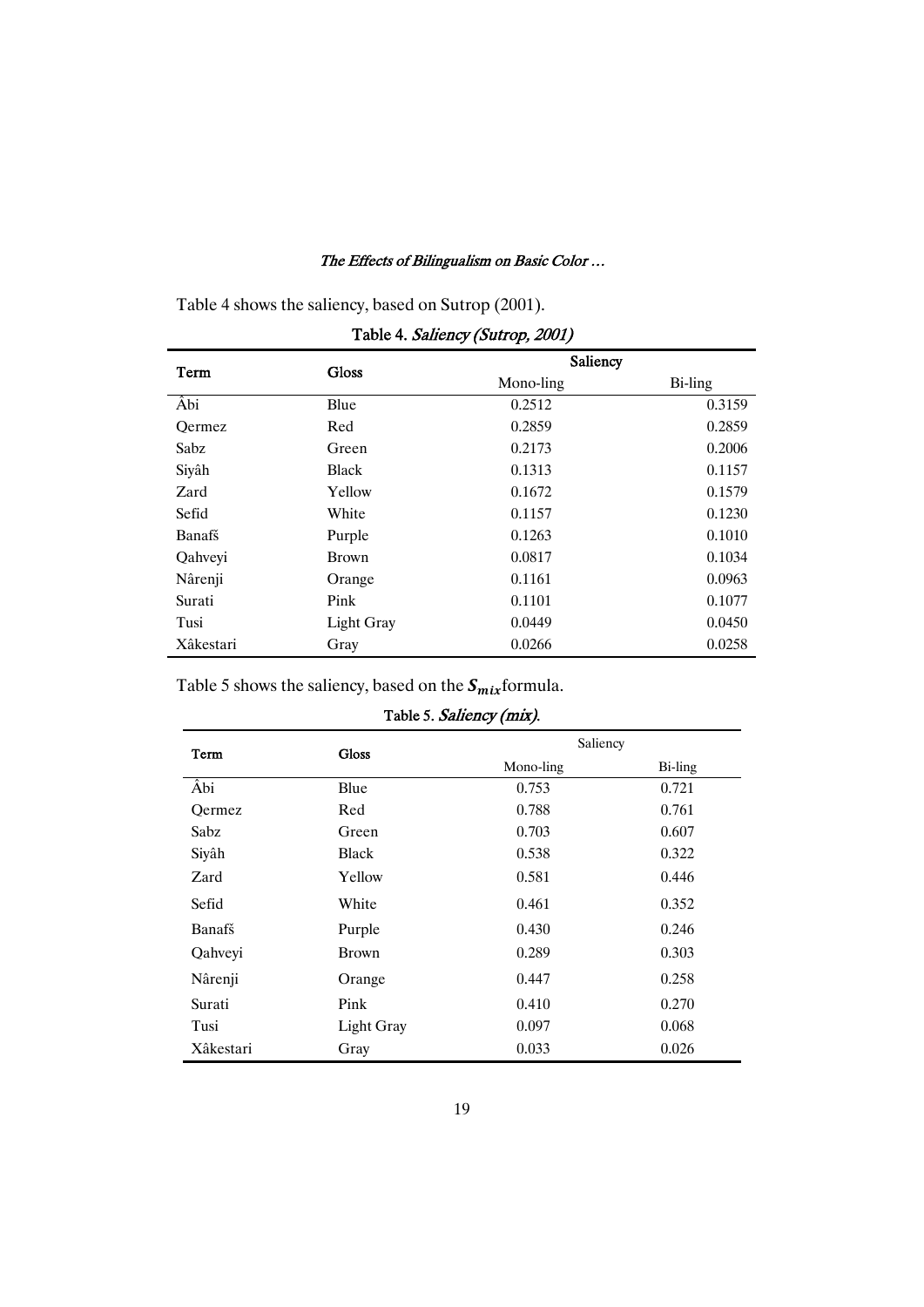Table 4 shows the saliency, based on Sutrop (2001).

Table 4. *Saliency (Sutrop, 2001)*

| Term | Gloss | Saliency | |
|---|---|---|---|
| | | Mono-ling | Bi-ling |
| Âbi | Blue | 0.2512 | 0.3159 |
| Qermez | Red | 0.2859 | 0.2859 |
| Sabz | Green | 0.2173 | 0.2006 |
| Siyâh | Black | 0.1313 | 0.1157 |
| Zard | Yellow | 0.1672 | 0.1579 |
| Sefid | White | 0.1157 | 0.1230 |
| Banafš | Purple | 0.1263 | 0.1010 |
| Qahveyi | Brown | 0.0817 | 0.1034 |
| Nârenji | Orange | 0.1161 | 0.0963 |
| Surati | Pink | 0.1101 | 0.1077 |
| Tusi | Light Gray | 0.0449 | 0.0450 |
| Xâkestari | Gray | 0.0266 | 0.0258 |

Table 5 shows the saliency, based on the $\boldsymbol{S_{mix}}$ formula.

Table 5. *Saliency (mix).*

| Term | Gloss | Saliency | |
|---|---|---|---|
| | | Mono-ling | Bi-ling |
| Âbi | Blue | 0.753 | 0.721 |
| Qermez | Red | 0.788 | 0.761 |
| Sabz | Green | 0.703 | 0.607 |
| Siyâh | Black | 0.538 | 0.322 |
| Zard | Yellow | 0.581 | 0.446 |
| Sefid | White | 0.461 | 0.352 |
| Banafš | Purple | 0.430 | 0.246 |
| Qahveyi | Brown | 0.289 | 0.303 |
| Nârenji | Orange | 0.447 | 0.258 |
| Surati | Pink | 0.410 | 0.270 |
| Tusi | Light Gray | 0.097 | 0.068 |
| Xâkestari | Gray | 0.033 | 0.026 |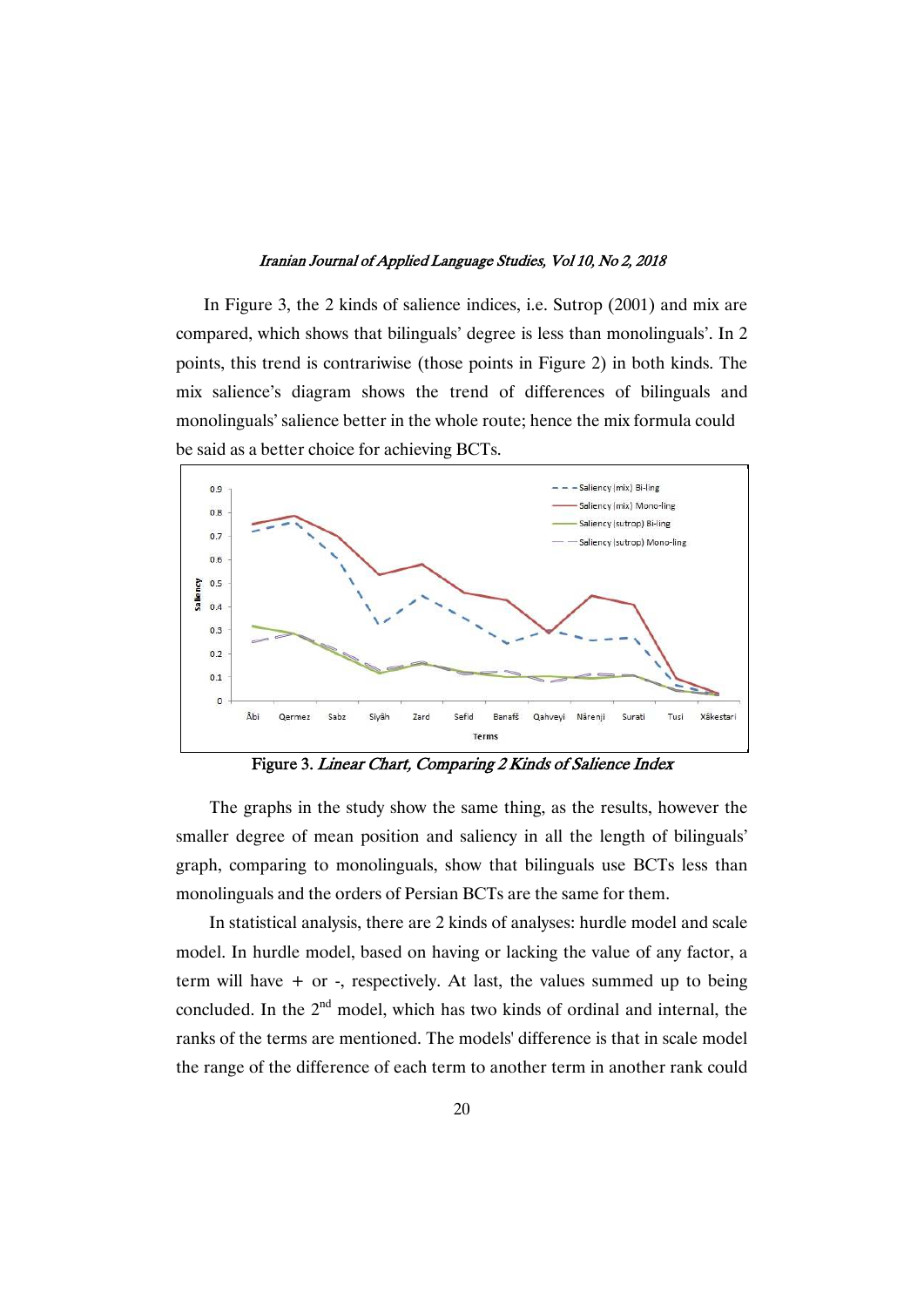In Figure 3, the 2 kinds of salience indices, i.e. Sutrop (2001) and mix are compared, which shows that bilinguals' degree is less than monolinguals'. In 2 points, this trend is contrariwise (those points in Figure 2) in both kinds. The mix salience's diagram shows the trend of differences of bilinguals and monolinguals' salience better in the whole route; hence the mix formula could be said as a better choice for achieving BCTs.

**Figure 3.** *Linear Chart, Comparing 2 Kinds of Salience Index*

The graphs in the study show the same thing, as the results, however the smaller degree of mean position and saliency in all the length of bilinguals' graph, comparing to monolinguals, show that bilinguals use BCTs less than monolinguals and the orders of Persian BCTs are the same for them.

In statistical analysis, there are 2 kinds of analyses: hurdle model and scale model. In hurdle model, based on having or lacking the value of any factor, a term will have + or -, respectively. At last, the values summed up to being concluded. In the 2nd model, which has two kinds of ordinal and internal, the ranks of the terms are mentioned. The models' difference is that in scale model the range of the difference of each term to another term in another rank could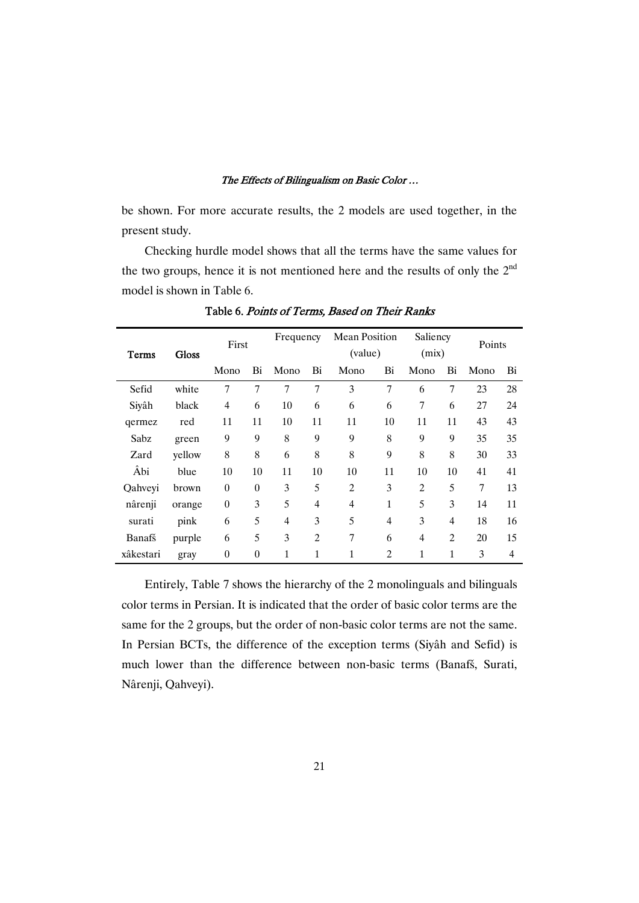be shown. For more accurate results, the 2 models are used together, in the present study.

Checking hurdle model shows that all the terms have the same values for the two groups, hence it is not mentioned here and the results of only the 2nd model is shown in Table 6.

**Table 6.** *Points of Terms, Based on Their Ranks*

| Terms | Gloss | First | | Frequency | | Mean Position (value) | | Saliency (mix) | | Points | |
|---|---|---|---|---|---|---|---|---|---|---|---|
| | | Mono | Bi | Mono | Bi | Mono | Bi | Mono | Bi | Mono | Bi |
| Sefid | white | 7 | 7 | 7 | 7 | 3 | 7 | 6 | 7 | 23 | 28 |
| Siyâh | black | 4 | 6 | 10 | 6 | 6 | 6 | 7 | 6 | 27 | 24 |
| qermez | red | 11 | 11 | 10 | 11 | 11 | 10 | 11 | 11 | 43 | 43 |
| Sabz | green | 9 | 9 | 8 | 9 | 9 | 8 | 9 | 9 | 35 | 35 |
| Zard | yellow | 8 | 8 | 6 | 8 | 8 | 9 | 8 | 8 | 30 | 33 |
| Âbi | blue | 10 | 10 | 11 | 10 | 10 | 11 | 10 | 10 | 41 | 41 |
| Qahveyi | brown | 0 | 0 | 3 | 5 | 2 | 3 | 2 | 5 | 7 | 13 |
| nârenji | orange | 0 | 3 | 5 | 4 | 4 | 1 | 5 | 3 | 14 | 11 |
| surati | pink | 6 | 5 | 4 | 3 | 5 | 4 | 3 | 4 | 18 | 16 |
| Banafš | purple | 6 | 5 | 3 | 2 | 7 | 6 | 4 | 2 | 20 | 15 |
| xâkestari | gray | 0 | 0 | 1 | 1 | 1 | 2 | 1 | 1 | 3 | 4 |

Entirely, Table 7 shows the hierarchy of the 2 monolinguals and bilinguals color terms in Persian. It is indicated that the order of basic color terms are the same for the 2 groups, but the order of non-basic color terms are not the same. In Persian BCTs, the difference of the exception terms (Siyâh and Sefid) is much lower than the difference between non-basic terms (Banafš, Surati, Nârenji, Qahveyi).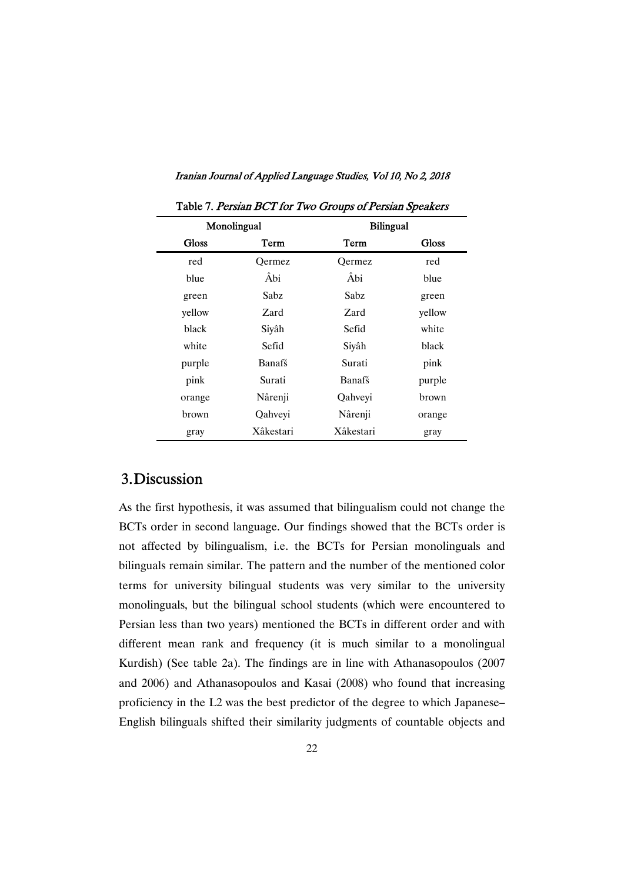Table 7. *Persian BCT for Two Groups of Persian Speakers*

| Monolingual | | Bilingual | |
|---|---|---|---|
| Gloss | Term | Term | Gloss |
| red | Qermez | Qermez | red |
| blue | Âbi | Âbi | blue |
| green | Sabz | Sabz | green |
| yellow | Zard | Zard | yellow |
| black | Siyâh | Sefid | white |
| white | Sefid | Siyâh | black |
| purple | Banafš | Surati | pink |
| pink | Surati | Banafš | purple |
| orange | Nârenji | Qahveyi | brown |
| brown | Qahveyi | Nârenji | orange |
| gray | Xâkestari | Xâkestari | gray |

## 3. Discussion

As the first hypothesis, it was assumed that bilingualism could not change the BCTs order in second language. Our findings showed that the BCTs order is not affected by bilingualism, i.e. the BCTs for Persian monolinguals and bilinguals remain similar. The pattern and the number of the mentioned color terms for university bilingual students was very similar to the university monolinguals, but the bilingual school students (which were encountered to Persian less than two years) mentioned the BCTs in different order and with different mean rank and frequency (it is much similar to a monolingual Kurdish) (See table 2a). The findings are in line with Athanasopoulos (2007 and 2006) and Athanasopoulos and Kasai (2008) who found that increasing proficiency in the L2 was the best predictor of the degree to which Japanese–English bilinguals shifted their similarity judgments of countable objects and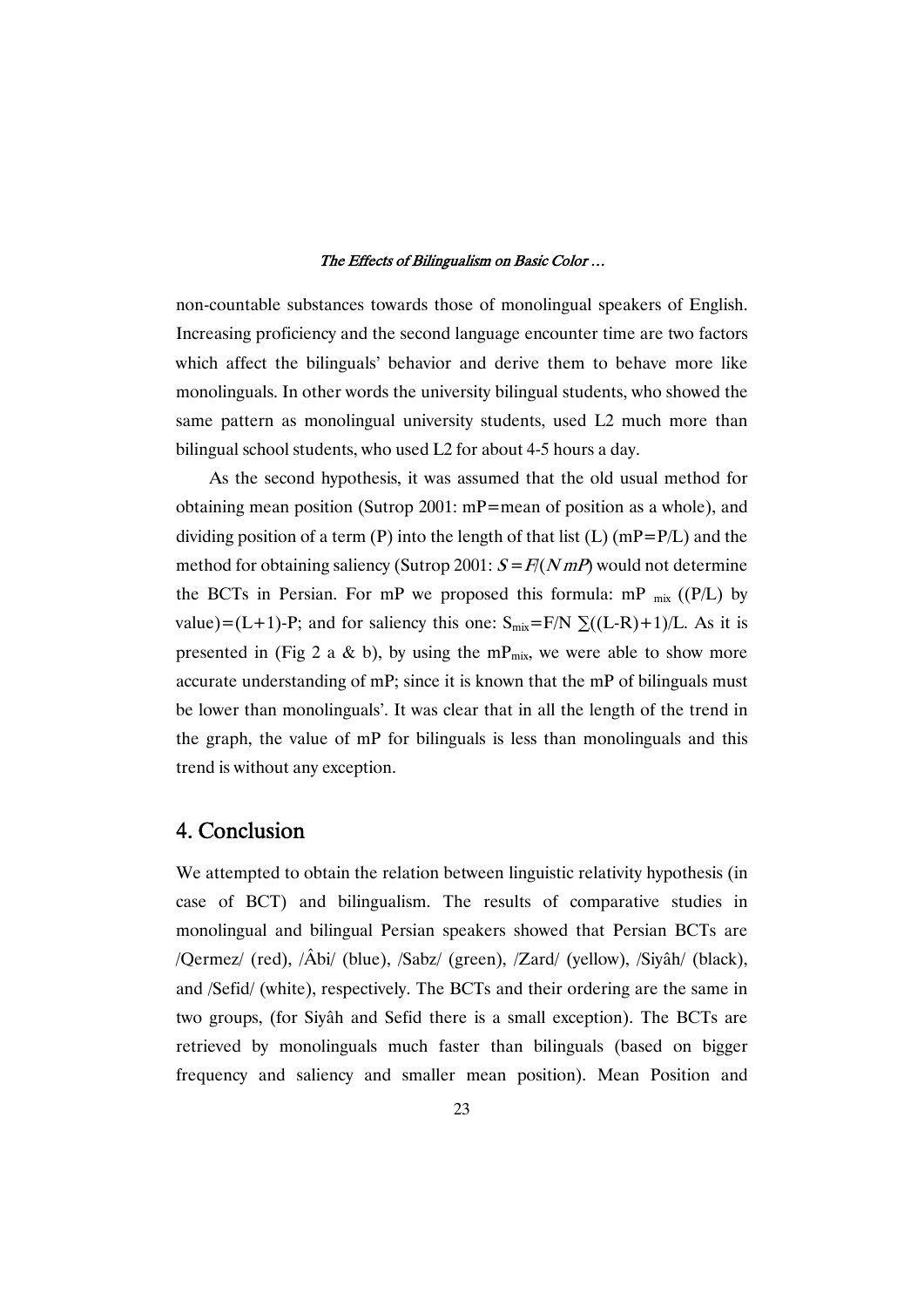non-countable substances towards those of monolingual speakers of English. Increasing proficiency and the second language encounter time are two factors which affect the bilinguals' behavior and derive them to behave more like monolinguals. In other words the university bilingual students, who showed the same pattern as monolingual university students, used L2 much more than bilingual school students, who used L2 for about 4-5 hours a day.

As the second hypothesis, it was assumed that the old usual method for obtaining mean position (Sutrop 2001: mP=mean of position as a whole), and dividing position of a term (P) into the length of that list (L) (mP=P/L) and the method for obtaining saliency (Sutrop 2001: $S = F/(N\,mP)$ would not determine the BCTs in Persian. For mP we proposed this formula: $mP_{mix}$ ((P/L) by value)=(L+1)-P; and for saliency this one: $S_{mix}=F/N\ \sum((L\text{-}R)+1)/L$. As it is presented in (Fig 2 a & b), by using the $mP_{mix}$, we were able to show more accurate understanding of mP; since it is known that the mP of bilinguals must be lower than monolinguals'. It was clear that in all the length of the trend in the graph, the value of mP for bilinguals is less than monolinguals and this trend is without any exception.

## 4. Conclusion

We attempted to obtain the relation between linguistic relativity hypothesis (in case of BCT) and bilingualism. The results of comparative studies in monolingual and bilingual Persian speakers showed that Persian BCTs are /Qermez/ (red), /Âbi/ (blue), /Sabz/ (green), /Zard/ (yellow), /Siyâh/ (black), and /Sefid/ (white), respectively. The BCTs and their ordering are the same in two groups, (for Siyâh and Sefid there is a small exception). The BCTs are retrieved by monolinguals much faster than bilinguals (based on bigger frequency and saliency and smaller mean position). Mean Position and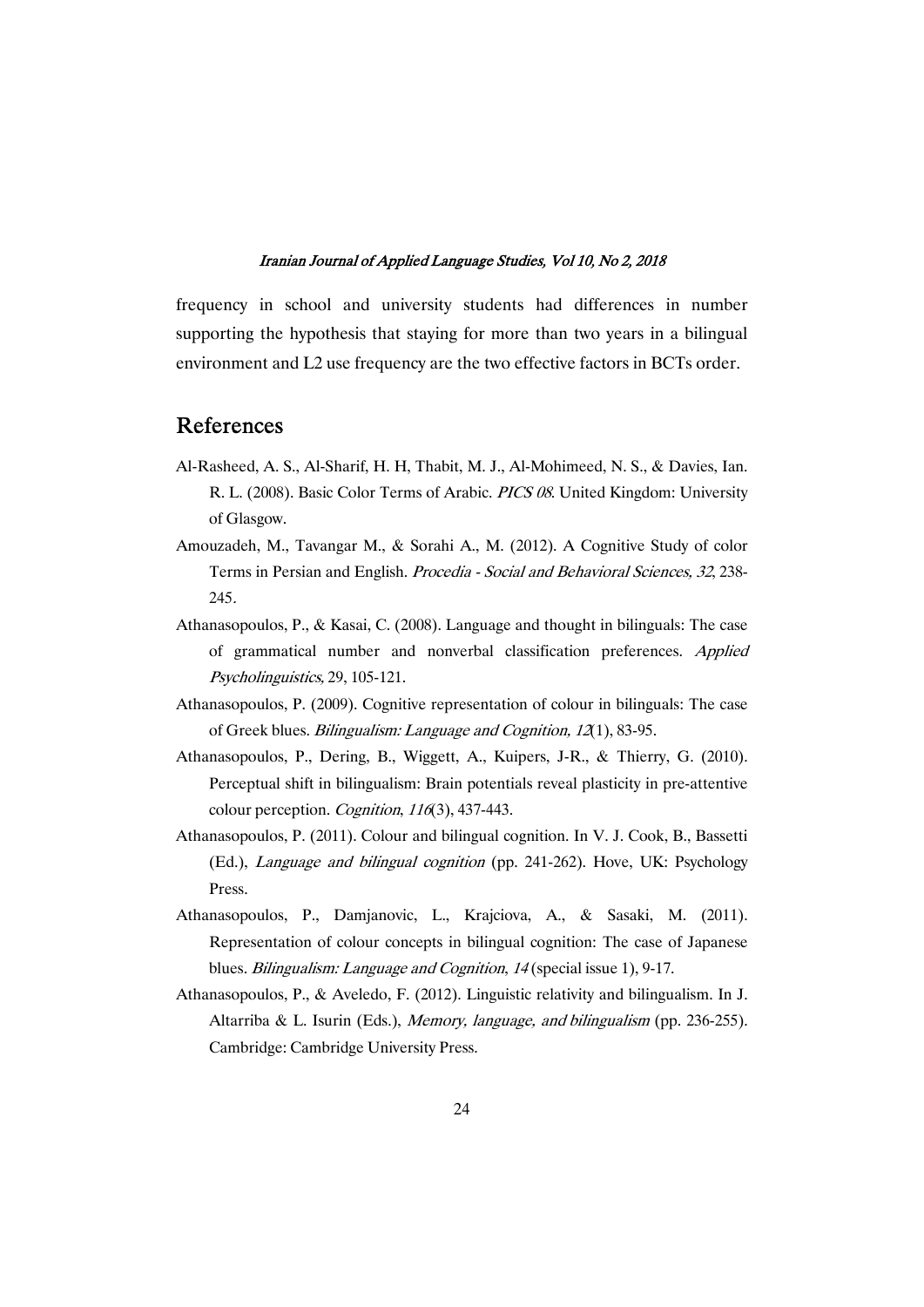frequency in school and university students had differences in number supporting the hypothesis that staying for more than two years in a bilingual environment and L2 use frequency are the two effective factors in BCTs order.

## References

Al-Rasheed, A. S., Al-Sharif, H. H, Thabit, M. J., Al-Mohimeed, N. S., & Davies, Ian. R. L. (2008). Basic Color Terms of Arabic. *PICS 08*. United Kingdom: University of Glasgow.

Amouzadeh, M., Tavangar M., & Sorahi A., M. (2012). A Cognitive Study of color Terms in Persian and English. *Procedia - Social and Behavioral Sciences, 32*, 238-245.

Athanasopoulos, P., & Kasai, C. (2008). Language and thought in bilinguals: The case of grammatical number and nonverbal classification preferences. *Applied Psycholinguistics*, 29, 105-121.

Athanasopoulos, P. (2009). Cognitive representation of colour in bilinguals: The case of Greek blues. *Bilingualism: Language and Cognition, 12*(1), 83-95.

Athanasopoulos, P., Dering, B., Wiggett, A., Kuipers, J-R., & Thierry, G. (2010). Perceptual shift in bilingualism: Brain potentials reveal plasticity in pre-attentive colour perception. *Cognition*, *116*(3), 437-443.

Athanasopoulos, P. (2011). Colour and bilingual cognition. In V. J. Cook, B., Bassetti (Ed.), *Language and bilingual cognition* (pp. 241-262). Hove, UK: Psychology Press.

Athanasopoulos, P., Damjanovic, L., Krajciova, A., & Sasaki, M. (2011). Representation of colour concepts in bilingual cognition: The case of Japanese blues. *Bilingualism: Language and Cognition*, *14* (special issue 1), 9-17.

Athanasopoulos, P., & Aveledo, F. (2012). Linguistic relativity and bilingualism. In J. Altarriba & L. Isurin (Eds.), *Memory, language, and bilingualism* (pp. 236-255). Cambridge: Cambridge University Press.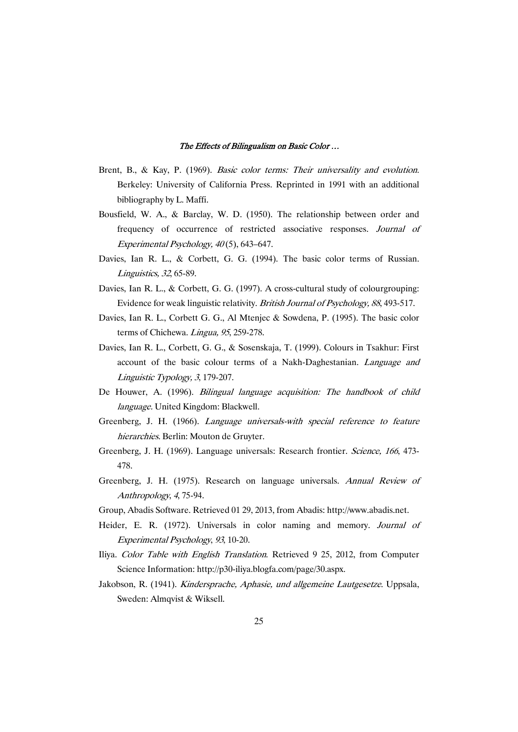Brent, B., & Kay, P. (1969). *Basic color terms: Their universality and evolution*. Berkeley: University of California Press. Reprinted in 1991 with an additional bibliography by L. Maffi.

Bousfield, W. A., & Barclay, W. D. (1950). The relationship between order and frequency of occurrence of restricted associative responses. *Journal of Experimental Psychology, 40* (5), 643–647.

Davies, Ian R. L., & Corbett, G. G. (1994). The basic color terms of Russian. *Linguistics, 32*, 65-89.

Davies, Ian R. L., & Corbett, G. G. (1997). A cross-cultural study of colourgrouping: Evidence for weak linguistic relativity. *British Journal of Psychology, 88*, 493-517.

Davies, Ian R. L., Corbett G. G., Al Mtenjec & Sowdena, P. (1995). The basic color terms of Chichewa. *Lingua, 95*, 259-278.

Davies, Ian R. L., Corbett, G. G., & Sosenskaja, T. (1999). Colours in Tsakhur: First account of the basic colour terms of a Nakh-Daghestanian. *Language and Linguistic Typology, 3*, 179-207.

De Houwer, A. (1996). *Bilingual language acquisition: The handbook of child language*. United Kingdom: Blackwell.

Greenberg, J. H. (1966). *Language universals-with special reference to feature hierarchies*. Berlin: Mouton de Gruyter.

Greenberg, J. H. (1969). Language universals: Research frontier. *Science, 166*, 473-478.

Greenberg, J. H. (1975). Research on language universals. *Annual Review of Anthropology*, *4*, 75-94.

Group, Abadis Software. Retrieved 01 29, 2013, from Abadis: http://www.abadis.net.

Heider, E. R. (1972). Universals in color naming and memory. *Journal of Experimental Psychology*, *93*, 10-20.

Iliya. *Color Table with English Translation*. Retrieved 9 25, 2012, from Computer Science Information: http://p30-iliya.blogfa.com/page/30.aspx.

Jakobson, R. (1941). *Kindersprache, Aphasie, und allgemeine Lautgesetze*. Uppsala, Sweden: Almqvist & Wiksell.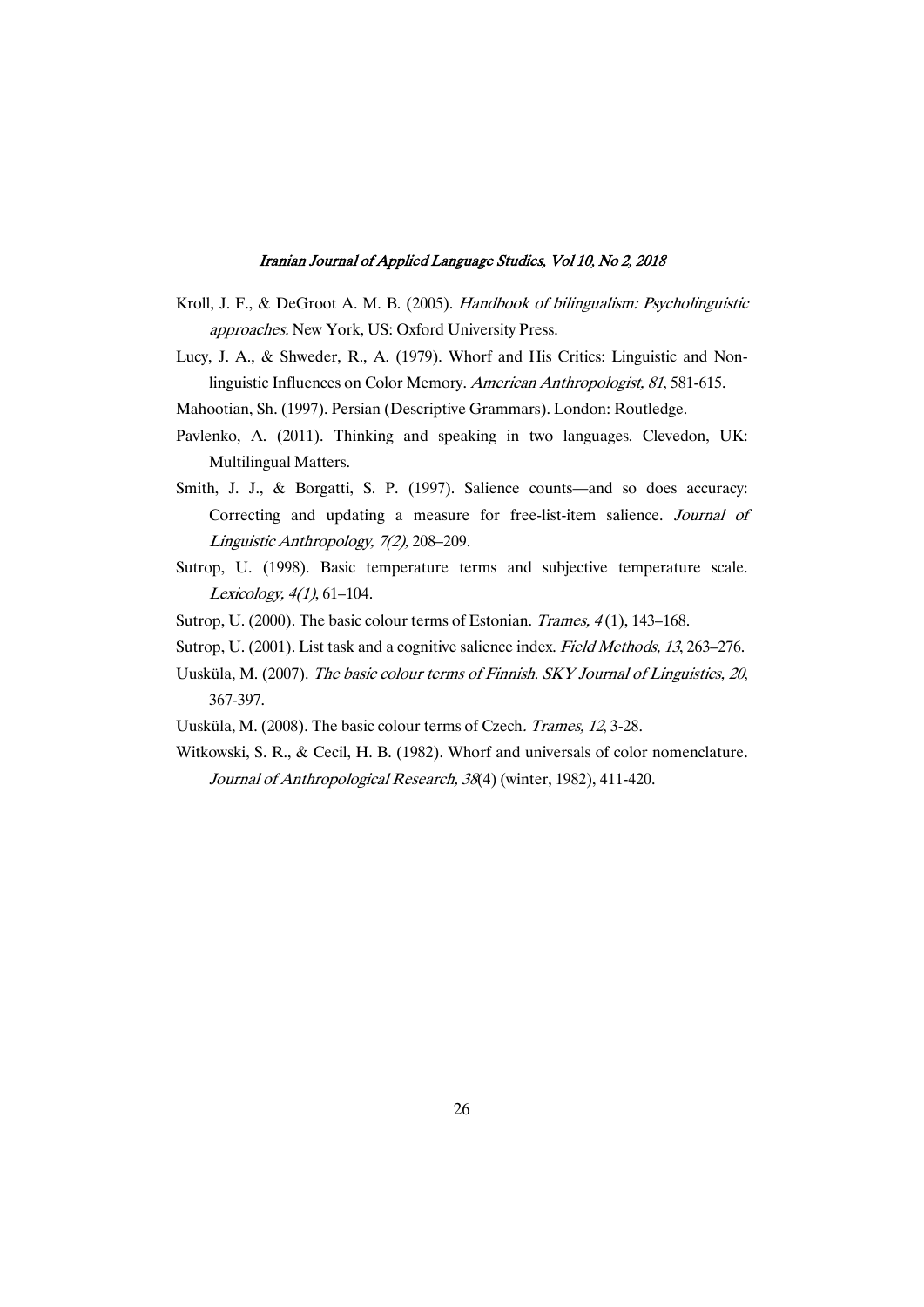Kroll, J. F., & DeGroot A. M. B. (2005). *Handbook of bilingualism: Psycholinguistic approaches.* New York, US: Oxford University Press.

Lucy, J. A., & Shweder, R., A. (1979). Whorf and His Critics: Linguistic and Non-linguistic Influences on Color Memory. *American Anthropologist, 81*, 581-615.

Mahootian, Sh. (1997). Persian (Descriptive Grammars). London: Routledge.

Pavlenko, A. (2011). Thinking and speaking in two languages. Clevedon, UK: Multilingual Matters.

Smith, J. J., & Borgatti, S. P. (1997). Salience counts—and so does accuracy: Correcting and updating a measure for free-list-item salience. *Journal of Linguistic Anthropology, 7(2)*, 208–209.

Sutrop, U. (1998). Basic temperature terms and subjective temperature scale. *Lexicology, 4(1)*, 61–104.

Sutrop, U. (2000). The basic colour terms of Estonian. *Trames, 4* (1), 143–168.

Sutrop, U. (2001). List task and a cognitive salience index. *Field Methods, 13*, 263–276.

Uusküla, M. (2007). *The basic colour terms of Finnish. SKY Journal of Linguistics, 20*, 367-397.

Uusküla, M. (2008). The basic colour terms of Czech. *Trames, 12*, 3-28.

Witkowski, S. R., & Cecil, H. B. (1982). Whorf and universals of color nomenclature. *Journal of Anthropological Research, 38*(4) (winter, 1982), 411-420.